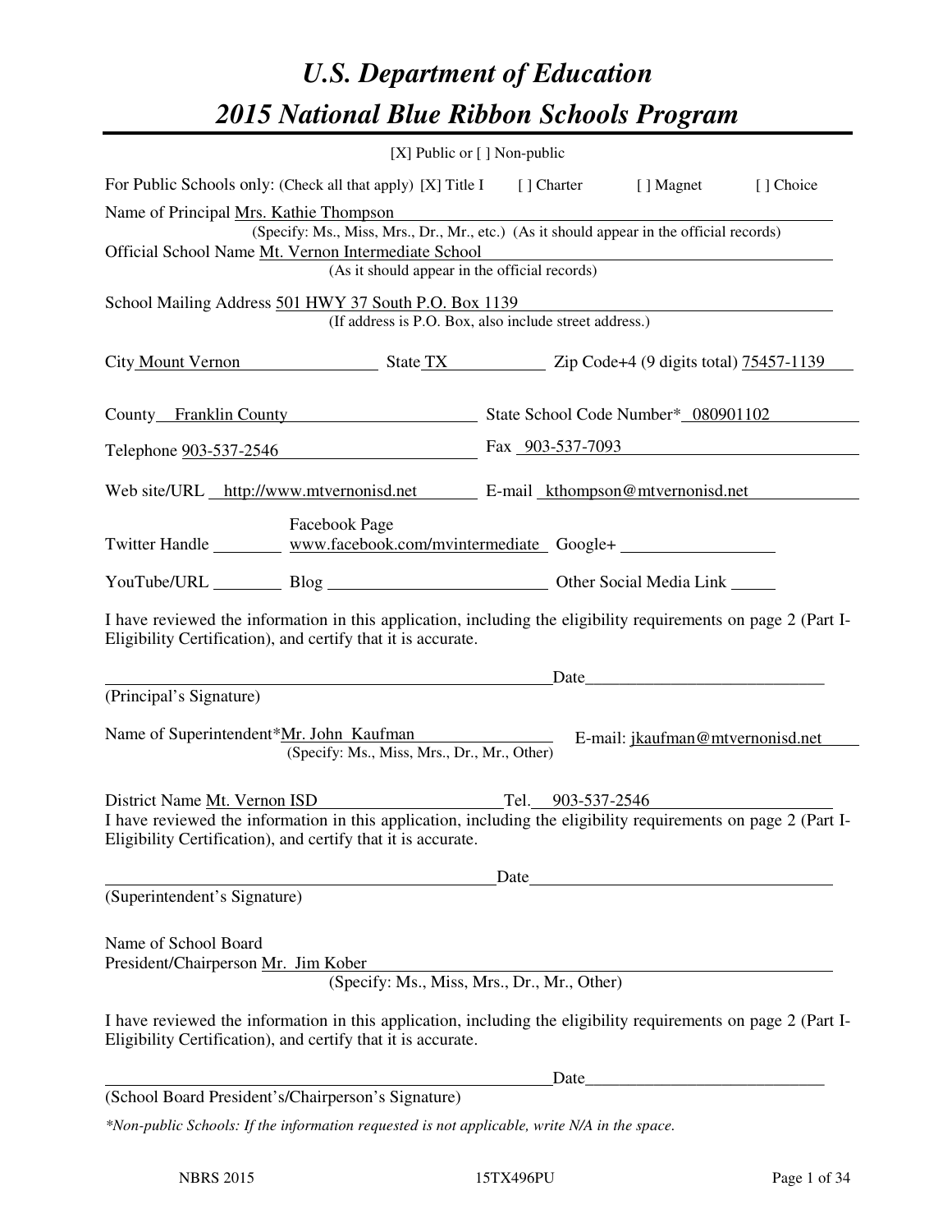# U.S. Department of Education
# 2015 National Blue Ribbon Schools Program

[X] Public or [ ] Non-public

For Public Schools only: (Check all that apply) [X] Title I [ ] Charter [ ] Magnet [ ] Choice

Name of Principal Mrs. Kathie Thompson
(Specify: Ms., Miss, Mrs., Dr., Mr., etc.) (As it should appear in the official records)

Official School Name Mt. Vernon Intermediate School
(As it should appear in the official records)

School Mailing Address 501 HWY 37 South P.O. Box 1139
(If address is P.O. Box, also include street address.)

City Mount Vernon State TX Zip Code+4 (9 digits total) 75457-1139

County Franklin County State School Code Number* 080901102

Telephone 903-537-2546 Fax 903-537-7093

Web site/URL http://www.mtvernonisd.net E-mail kthompson@mtvernonisd.net

Twitter Handle ________ Facebook Page www.facebook.com/mvintermediate Google+ ________

YouTube/URL ________ Blog ________ Other Social Media Link ________

I have reviewed the information in this application, including the eligibility requirements on page 2 (Part I-Eligibility Certification), and certify that it is accurate.

_____________________________________ Date____________________

(Principal's Signature)

Name of Superintendent*Mr. John Kaufman E-mail: jkaufman@mtvernonisd.net
(Specify: Ms., Miss, Mrs., Dr., Mr., Other)

District Name Mt. Vernon ISD Tel. 903-537-2546

I have reviewed the information in this application, including the eligibility requirements on page 2 (Part I-Eligibility Certification), and certify that it is accurate.

_____________________________________ Date____________________

(Superintendent's Signature)

Name of School Board
President/Chairperson Mr. Jim Kober
(Specify: Ms., Miss, Mrs., Dr., Mr., Other)

I have reviewed the information in this application, including the eligibility requirements on page 2 (Part I-Eligibility Certification), and certify that it is accurate.

_____________________________________ Date____________________

(School Board President's/Chairperson's Signature)

*\*Non-public Schools: If the information requested is not applicable, write N/A in the space.*

NBRS 2015 15TX496PU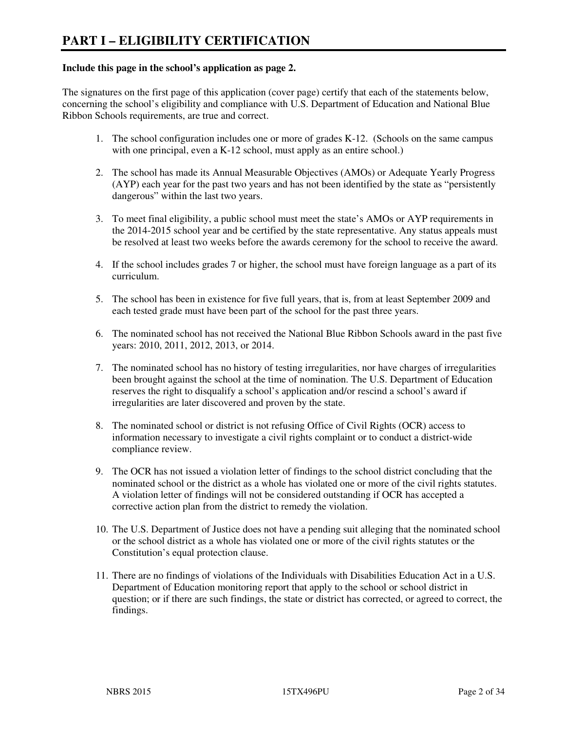# PART I – ELIGIBILITY CERTIFICATION

**Include this page in the school's application as page 2.**

The signatures on the first page of this application (cover page) certify that each of the statements below, concerning the school's eligibility and compliance with U.S. Department of Education and National Blue Ribbon Schools requirements, are true and correct.

1. The school configuration includes one or more of grades K-12. (Schools on the same campus with one principal, even a K-12 school, must apply as an entire school.)

2. The school has made its Annual Measurable Objectives (AMOs) or Adequate Yearly Progress (AYP) each year for the past two years and has not been identified by the state as "persistently dangerous" within the last two years.

3. To meet final eligibility, a public school must meet the state's AMOs or AYP requirements in the 2014-2015 school year and be certified by the state representative. Any status appeals must be resolved at least two weeks before the awards ceremony for the school to receive the award.

4. If the school includes grades 7 or higher, the school must have foreign language as a part of its curriculum.

5. The school has been in existence for five full years, that is, from at least September 2009 and each tested grade must have been part of the school for the past three years.

6. The nominated school has not received the National Blue Ribbon Schools award in the past five years: 2010, 2011, 2012, 2013, or 2014.

7. The nominated school has no history of testing irregularities, nor have charges of irregularities been brought against the school at the time of nomination. The U.S. Department of Education reserves the right to disqualify a school's application and/or rescind a school's award if irregularities are later discovered and proven by the state.

8. The nominated school or district is not refusing Office of Civil Rights (OCR) access to information necessary to investigate a civil rights complaint or to conduct a district-wide compliance review.

9. The OCR has not issued a violation letter of findings to the school district concluding that the nominated school or the district as a whole has violated one or more of the civil rights statutes. A violation letter of findings will not be considered outstanding if OCR has accepted a corrective action plan from the district to remedy the violation.

10. The U.S. Department of Justice does not have a pending suit alleging that the nominated school or the school district as a whole has violated one or more of the civil rights statutes or the Constitution's equal protection clause.

11. There are no findings of violations of the Individuals with Disabilities Education Act in a U.S. Department of Education monitoring report that apply to the school or school district in question; or if there are such findings, the state or district has corrected, or agreed to correct, the findings.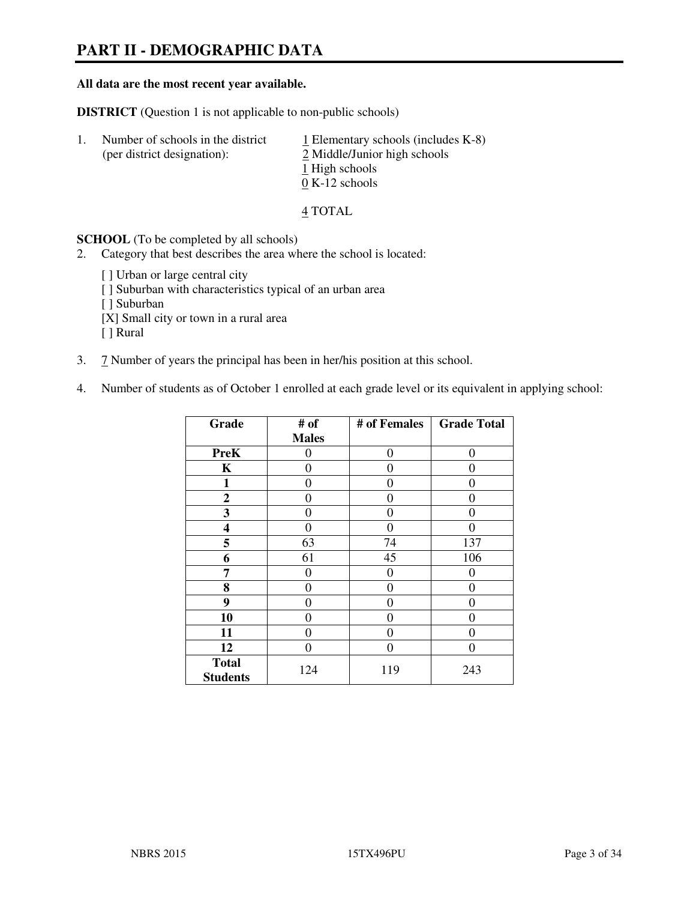# PART II - DEMOGRAPHIC DATA

**All data are the most recent year available.**

**DISTRICT** (Question 1 is not applicable to non-public schools)

1. Number of schools in the district (per district designation):
   1 Elementary schools (includes K-8)
   2 Middle/Junior high schools
   1 High schools
   0 K-12 schools

   4 TOTAL

**SCHOOL** (To be completed by all schools)

2. Category that best describes the area where the school is located:

   [ ] Urban or large central city
   [ ] Suburban with characteristics typical of an urban area
   [ ] Suburban
   [X] Small city or town in a rural area
   [ ] Rural

3. 7 Number of years the principal has been in her/his position at this school.

4. Number of students as of October 1 enrolled at each grade level or its equivalent in applying school:

| Grade | # of Males | # of Females | Grade Total |
|---|---|---|---|
| **PreK** | 0 | 0 | 0 |
| **K** | 0 | 0 | 0 |
| **1** | 0 | 0 | 0 |
| **2** | 0 | 0 | 0 |
| **3** | 0 | 0 | 0 |
| **4** | 0 | 0 | 0 |
| **5** | 63 | 74 | 137 |
| **6** | 61 | 45 | 106 |
| **7** | 0 | 0 | 0 |
| **8** | 0 | 0 | 0 |
| **9** | 0 | 0 | 0 |
| **10** | 0 | 0 | 0 |
| **11** | 0 | 0 | 0 |
| **12** | 0 | 0 | 0 |
| **Total Students** | 124 | 119 | 243 |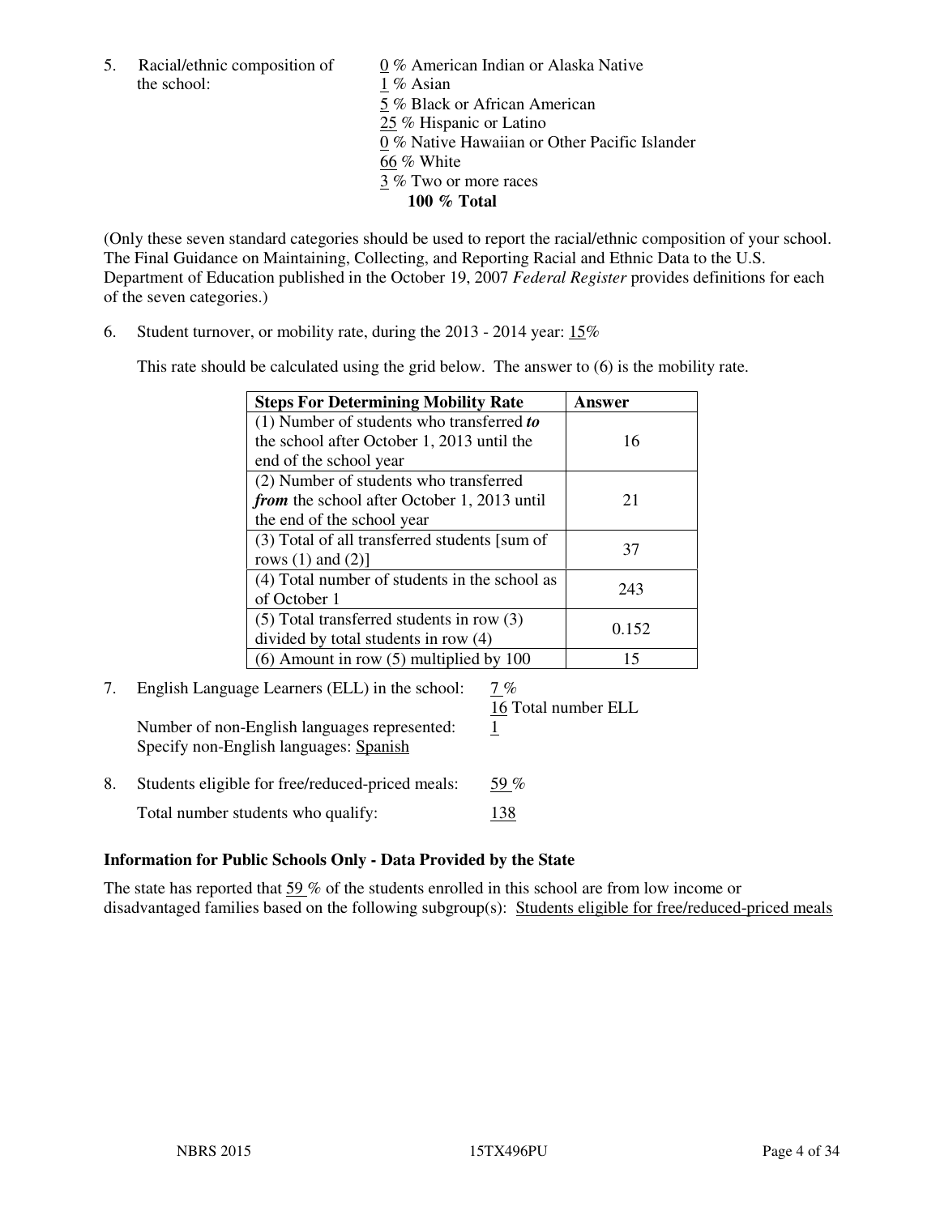5. Racial/ethnic composition of the school:

0 % American Indian or Alaska Native
1 % Asian
5 % Black or African American
25 % Hispanic or Latino
0 % Native Hawaiian or Other Pacific Islander
66 % White
3 % Two or more races
**100 % Total**

(Only these seven standard categories should be used to report the racial/ethnic composition of your school. The Final Guidance on Maintaining, Collecting, and Reporting Racial and Ethnic Data to the U.S. Department of Education published in the October 19, 2007 *Federal Register* provides definitions for each of the seven categories.)

6. Student turnover, or mobility rate, during the 2013 - 2014 year: 15%

This rate should be calculated using the grid below. The answer to (6) is the mobility rate.

| Steps For Determining Mobility Rate | Answer |
|---|---|
| (1) Number of students who transferred ***to*** the school after October 1, 2013 until the end of the school year | 16 |
| (2) Number of students who transferred ***from*** the school after October 1, 2013 until the end of the school year | 21 |
| (3) Total of all transferred students [sum of rows (1) and (2)] | 37 |
| (4) Total number of students in the school as of October 1 | 243 |
| (5) Total transferred students in row (3) divided by total students in row (4) | 0.152 |
| (6) Amount in row (5) multiplied by 100 | 15 |

7. English Language Learners (ELL) in the school: 7 %
16 Total number ELL

Number of non-English languages represented: 1
Specify non-English languages: Spanish

8. Students eligible for free/reduced-priced meals: 59 %

Total number students who qualify: 138

**Information for Public Schools Only - Data Provided by the State**

The state has reported that 59 % of the students enrolled in this school are from low income or disadvantaged families based on the following subgroup(s): Students eligible for free/reduced-priced meals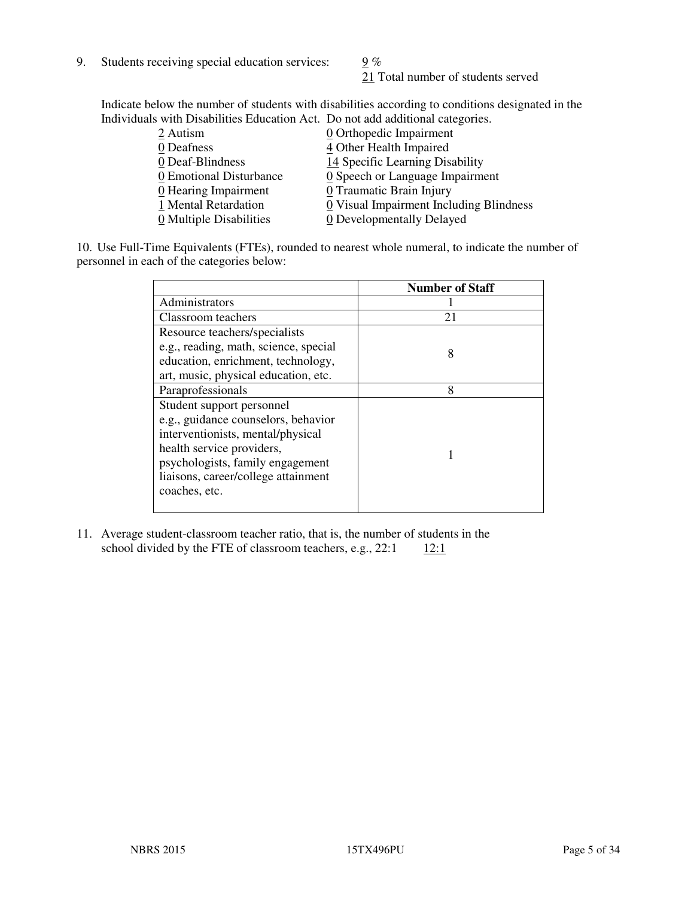9. Students receiving special education services: 9 %
   21 Total number of students served

Indicate below the number of students with disabilities according to conditions designated in the Individuals with Disabilities Education Act. Do not add additional categories.

2 Autism
0 Deafness
0 Deaf-Blindness
0 Emotional Disturbance
0 Hearing Impairment
1 Mental Retardation
0 Multiple Disabilities
0 Orthopedic Impairment
4 Other Health Impaired
14 Specific Learning Disability
0 Speech or Language Impairment
0 Traumatic Brain Injury
0 Visual Impairment Including Blindness
0 Developmentally Delayed

10. Use Full-Time Equivalents (FTEs), rounded to nearest whole numeral, to indicate the number of personnel in each of the categories below:

| | Number of Staff |
|---|---|
| Administrators | 1 |
| Classroom teachers | 21 |
| Resource teachers/specialists e.g., reading, math, science, special education, enrichment, technology, art, music, physical education, etc. | 8 |
| Paraprofessionals | 8 |
| Student support personnel e.g., guidance counselors, behavior interventionists, mental/physical health service providers, psychologists, family engagement liaisons, career/college attainment coaches, etc. | 1 |

11. Average student-classroom teacher ratio, that is, the number of students in the school divided by the FTE of classroom teachers, e.g., 22:1 12:1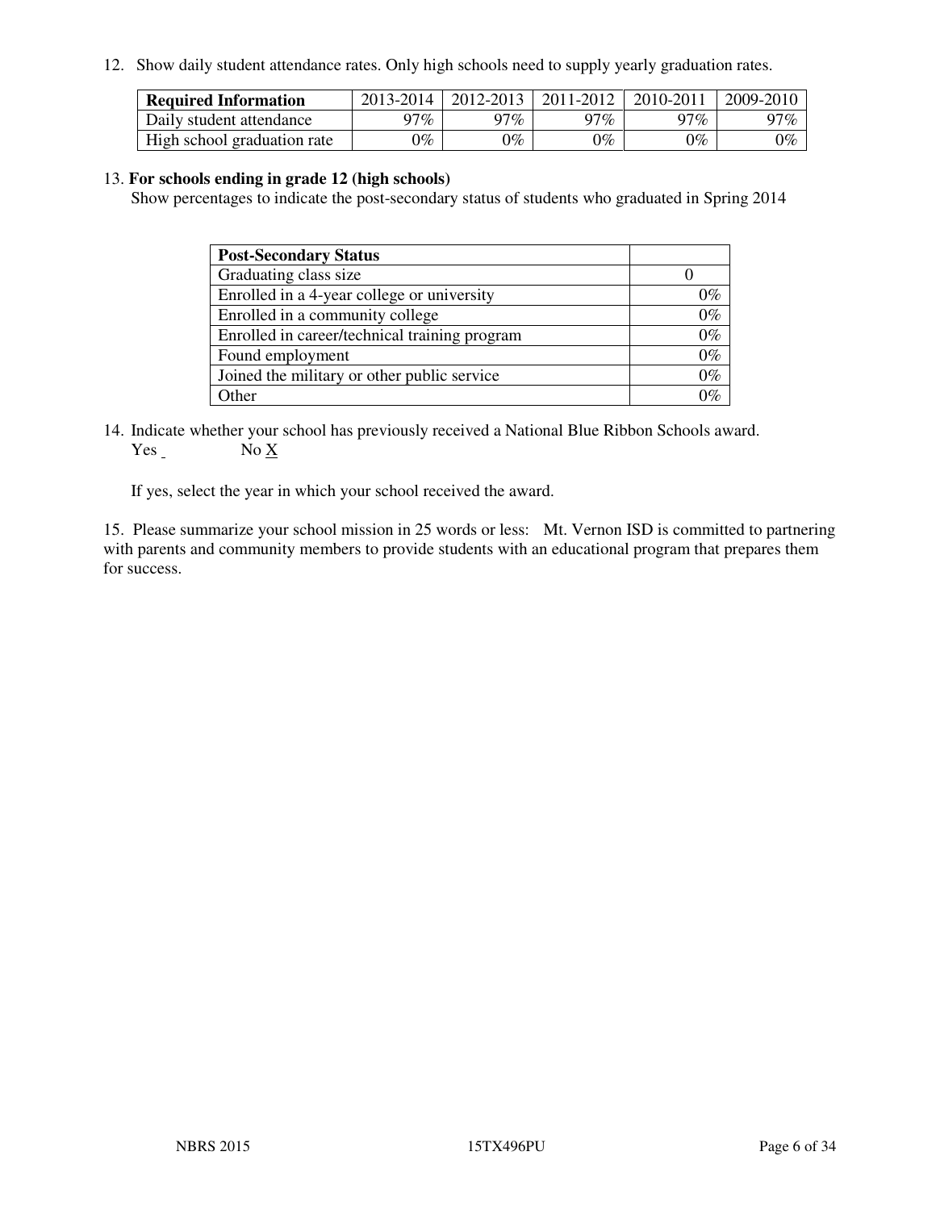12. Show daily student attendance rates. Only high schools need to supply yearly graduation rates.

| Required Information | 2013-2014 | 2012-2013 | 2011-2012 | 2010-2011 | 2009-2010 |
|---|---|---|---|---|---|
| Daily student attendance | 97% | 97% | 97% | 97% | 97% |
| High school graduation rate | 0% | 0% | 0% | 0% | 0% |

13. **For schools ending in grade 12 (high schools)**
Show percentages to indicate the post-secondary status of students who graduated in Spring 2014

| Post-Secondary Status | |
|---|---|
| Graduating class size | 0 |
| Enrolled in a 4-year college or university | 0% |
| Enrolled in a community college | 0% |
| Enrolled in career/technical training program | 0% |
| Found employment | 0% |
| Joined the military or other public service | 0% |
| Other | 0% |

14. Indicate whether your school has previously received a National Blue Ribbon Schools award.
Yes _ No X

If yes, select the year in which your school received the award.

15. Please summarize your school mission in 25 words or less: Mt. Vernon ISD is committed to partnering with parents and community members to provide students with an educational program that prepares them for success.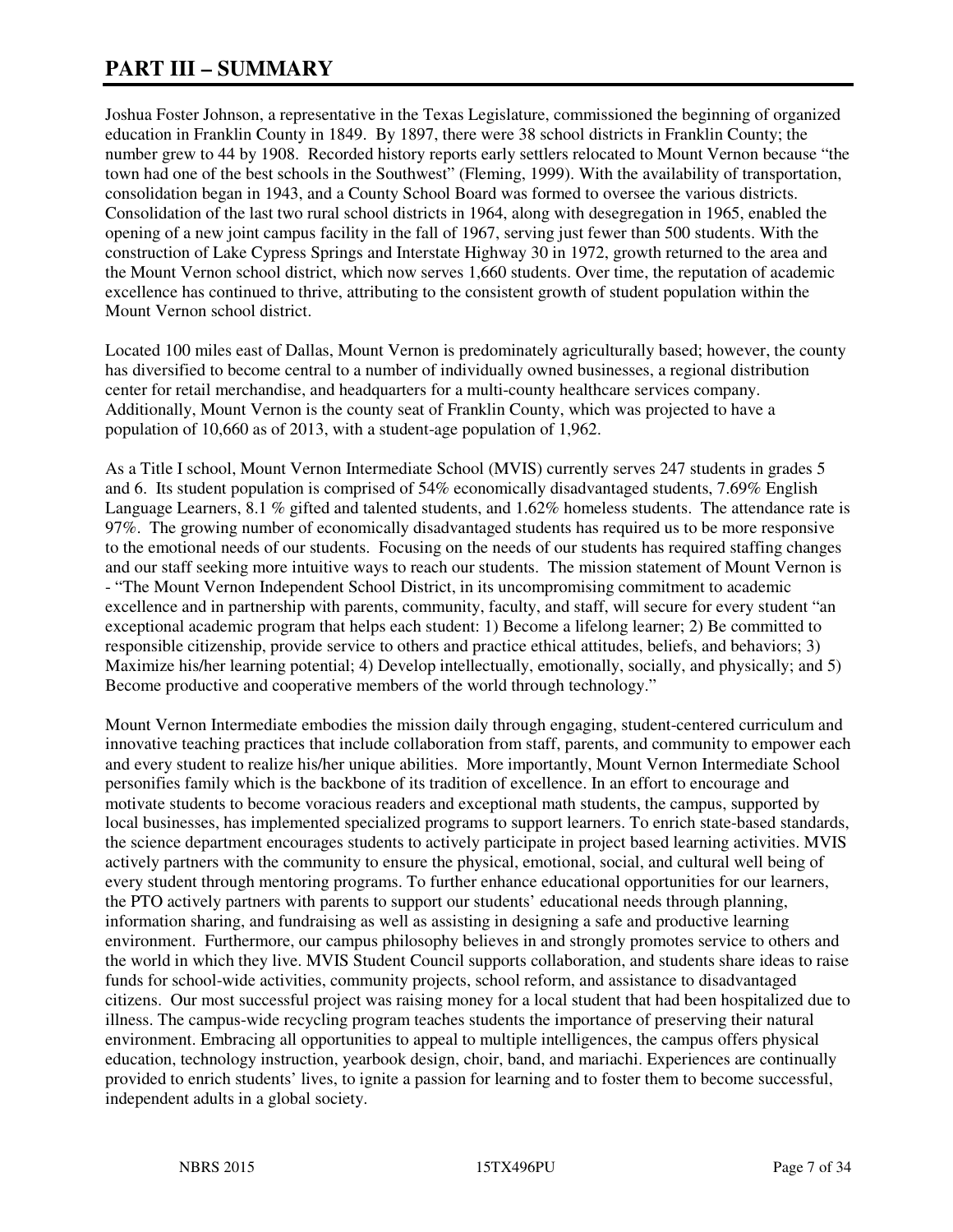# PART III – SUMMARY

Joshua Foster Johnson, a representative in the Texas Legislature, commissioned the beginning of organized education in Franklin County in 1849. By 1897, there were 38 school districts in Franklin County; the number grew to 44 by 1908. Recorded history reports early settlers relocated to Mount Vernon because "the town had one of the best schools in the Southwest" (Fleming, 1999). With the availability of transportation, consolidation began in 1943, and a County School Board was formed to oversee the various districts. Consolidation of the last two rural school districts in 1964, along with desegregation in 1965, enabled the opening of a new joint campus facility in the fall of 1967, serving just fewer than 500 students. With the construction of Lake Cypress Springs and Interstate Highway 30 in 1972, growth returned to the area and the Mount Vernon school district, which now serves 1,660 students. Over time, the reputation of academic excellence has continued to thrive, attributing to the consistent growth of student population within the Mount Vernon school district.

Located 100 miles east of Dallas, Mount Vernon is predominately agriculturally based; however, the county has diversified to become central to a number of individually owned businesses, a regional distribution center for retail merchandise, and headquarters for a multi-county healthcare services company. Additionally, Mount Vernon is the county seat of Franklin County, which was projected to have a population of 10,660 as of 2013, with a student-age population of 1,962.

As a Title I school, Mount Vernon Intermediate School (MVIS) currently serves 247 students in grades 5 and 6. Its student population is comprised of 54% economically disadvantaged students, 7.69% English Language Learners, 8.1 % gifted and talented students, and 1.62% homeless students. The attendance rate is 97%. The growing number of economically disadvantaged students has required us to be more responsive to the emotional needs of our students. Focusing on the needs of our students has required staffing changes and our staff seeking more intuitive ways to reach our students. The mission statement of Mount Vernon is - "The Mount Vernon Independent School District, in its uncompromising commitment to academic excellence and in partnership with parents, community, faculty, and staff, will secure for every student "an exceptional academic program that helps each student: 1) Become a lifelong learner; 2) Be committed to responsible citizenship, provide service to others and practice ethical attitudes, beliefs, and behaviors; 3) Maximize his/her learning potential; 4) Develop intellectually, emotionally, socially, and physically; and 5) Become productive and cooperative members of the world through technology."

Mount Vernon Intermediate embodies the mission daily through engaging, student-centered curriculum and innovative teaching practices that include collaboration from staff, parents, and community to empower each and every student to realize his/her unique abilities. More importantly, Mount Vernon Intermediate School personifies family which is the backbone of its tradition of excellence. In an effort to encourage and motivate students to become voracious readers and exceptional math students, the campus, supported by local businesses, has implemented specialized programs to support learners. To enrich state-based standards, the science department encourages students to actively participate in project based learning activities. MVIS actively partners with the community to ensure the physical, emotional, social, and cultural well being of every student through mentoring programs. To further enhance educational opportunities for our learners, the PTO actively partners with parents to support our students' educational needs through planning, information sharing, and fundraising as well as assisting in designing a safe and productive learning environment. Furthermore, our campus philosophy believes in and strongly promotes service to others and the world in which they live. MVIS Student Council supports collaboration, and students share ideas to raise funds for school-wide activities, community projects, school reform, and assistance to disadvantaged citizens. Our most successful project was raising money for a local student that had been hospitalized due to illness. The campus-wide recycling program teaches students the importance of preserving their natural environment. Embracing all opportunities to appeal to multiple intelligences, the campus offers physical education, technology instruction, yearbook design, choir, band, and mariachi. Experiences are continually provided to enrich students' lives, to ignite a passion for learning and to foster them to become successful, independent adults in a global society.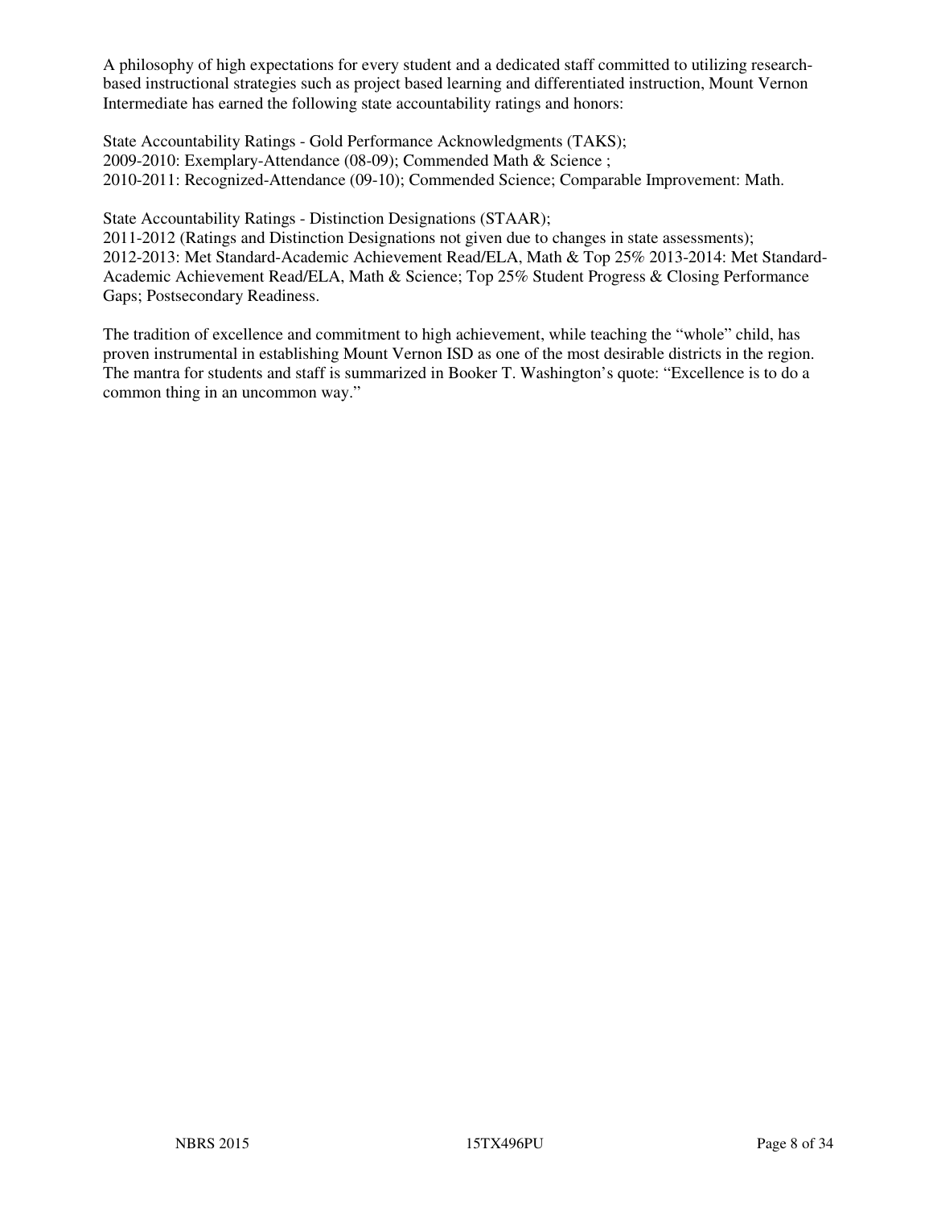A philosophy of high expectations for every student and a dedicated staff committed to utilizing research-based instructional strategies such as project based learning and differentiated instruction, Mount Vernon Intermediate has earned the following state accountability ratings and honors:

State Accountability Ratings - Gold Performance Acknowledgments (TAKS);
2009-2010: Exemplary-Attendance (08-09); Commended Math & Science ;
2010-2011: Recognized-Attendance (09-10); Commended Science; Comparable Improvement: Math.

State Accountability Ratings - Distinction Designations (STAAR);
2011-2012 (Ratings and Distinction Designations not given due to changes in state assessments);
2012-2013: Met Standard-Academic Achievement Read/ELA, Math & Top 25% 2013-2014: Met Standard-Academic Achievement Read/ELA, Math & Science; Top 25% Student Progress & Closing Performance Gaps; Postsecondary Readiness.

The tradition of excellence and commitment to high achievement, while teaching the "whole" child, has proven instrumental in establishing Mount Vernon ISD as one of the most desirable districts in the region. The mantra for students and staff is summarized in Booker T. Washington's quote: "Excellence is to do a common thing in an uncommon way."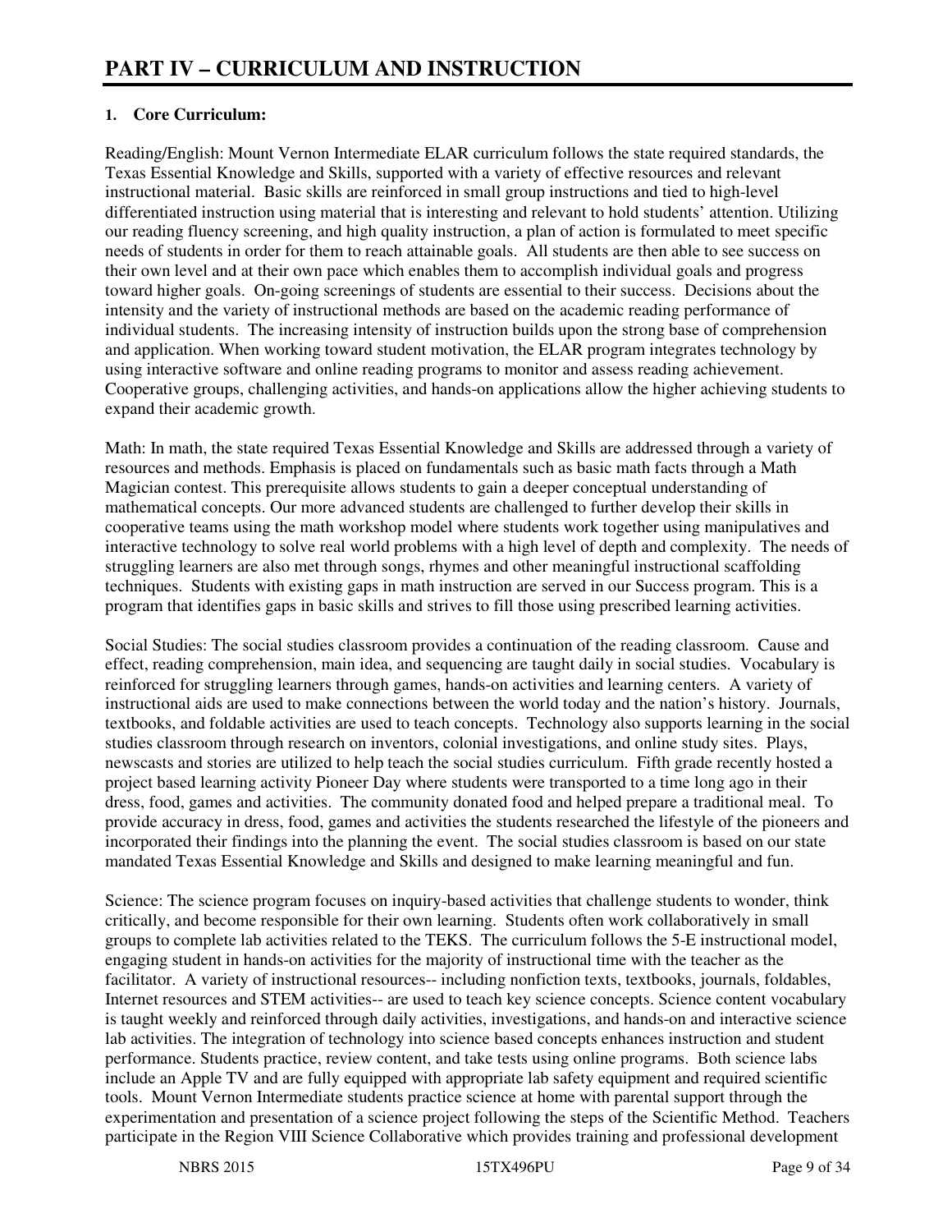# PART IV – CURRICULUM AND INSTRUCTION

**1. Core Curriculum:**

Reading/English: Mount Vernon Intermediate ELAR curriculum follows the state required standards, the Texas Essential Knowledge and Skills, supported with a variety of effective resources and relevant instructional material. Basic skills are reinforced in small group instructions and tied to high-level differentiated instruction using material that is interesting and relevant to hold students' attention. Utilizing our reading fluency screening, and high quality instruction, a plan of action is formulated to meet specific needs of students in order for them to reach attainable goals. All students are then able to see success on their own level and at their own pace which enables them to accomplish individual goals and progress toward higher goals. On-going screenings of students are essential to their success. Decisions about the intensity and the variety of instructional methods are based on the academic reading performance of individual students. The increasing intensity of instruction builds upon the strong base of comprehension and application. When working toward student motivation, the ELAR program integrates technology by using interactive software and online reading programs to monitor and assess reading achievement. Cooperative groups, challenging activities, and hands-on applications allow the higher achieving students to expand their academic growth.

Math: In math, the state required Texas Essential Knowledge and Skills are addressed through a variety of resources and methods. Emphasis is placed on fundamentals such as basic math facts through a Math Magician contest. This prerequisite allows students to gain a deeper conceptual understanding of mathematical concepts. Our more advanced students are challenged to further develop their skills in cooperative teams using the math workshop model where students work together using manipulatives and interactive technology to solve real world problems with a high level of depth and complexity. The needs of struggling learners are also met through songs, rhymes and other meaningful instructional scaffolding techniques. Students with existing gaps in math instruction are served in our Success program. This is a program that identifies gaps in basic skills and strives to fill those using prescribed learning activities.

Social Studies: The social studies classroom provides a continuation of the reading classroom. Cause and effect, reading comprehension, main idea, and sequencing are taught daily in social studies. Vocabulary is reinforced for struggling learners through games, hands-on activities and learning centers. A variety of instructional aids are used to make connections between the world today and the nation's history. Journals, textbooks, and foldable activities are used to teach concepts. Technology also supports learning in the social studies classroom through research on inventors, colonial investigations, and online study sites. Plays, newscasts and stories are utilized to help teach the social studies curriculum. Fifth grade recently hosted a project based learning activity Pioneer Day where students were transported to a time long ago in their dress, food, games and activities. The community donated food and helped prepare a traditional meal. To provide accuracy in dress, food, games and activities the students researched the lifestyle of the pioneers and incorporated their findings into the planning the event. The social studies classroom is based on our state mandated Texas Essential Knowledge and Skills and designed to make learning meaningful and fun.

Science: The science program focuses on inquiry-based activities that challenge students to wonder, think critically, and become responsible for their own learning. Students often work collaboratively in small groups to complete lab activities related to the TEKS. The curriculum follows the 5-E instructional model, engaging student in hands-on activities for the majority of instructional time with the teacher as the facilitator. A variety of instructional resources-- including nonfiction texts, textbooks, journals, foldables, Internet resources and STEM activities-- are used to teach key science concepts. Science content vocabulary is taught weekly and reinforced through daily activities, investigations, and hands-on and interactive science lab activities. The integration of technology into science based concepts enhances instruction and student performance. Students practice, review content, and take tests using online programs. Both science labs include an Apple TV and are fully equipped with appropriate lab safety equipment and required scientific tools. Mount Vernon Intermediate students practice science at home with parental support through the experimentation and presentation of a science project following the steps of the Scientific Method. Teachers participate in the Region VIII Science Collaborative which provides training and professional development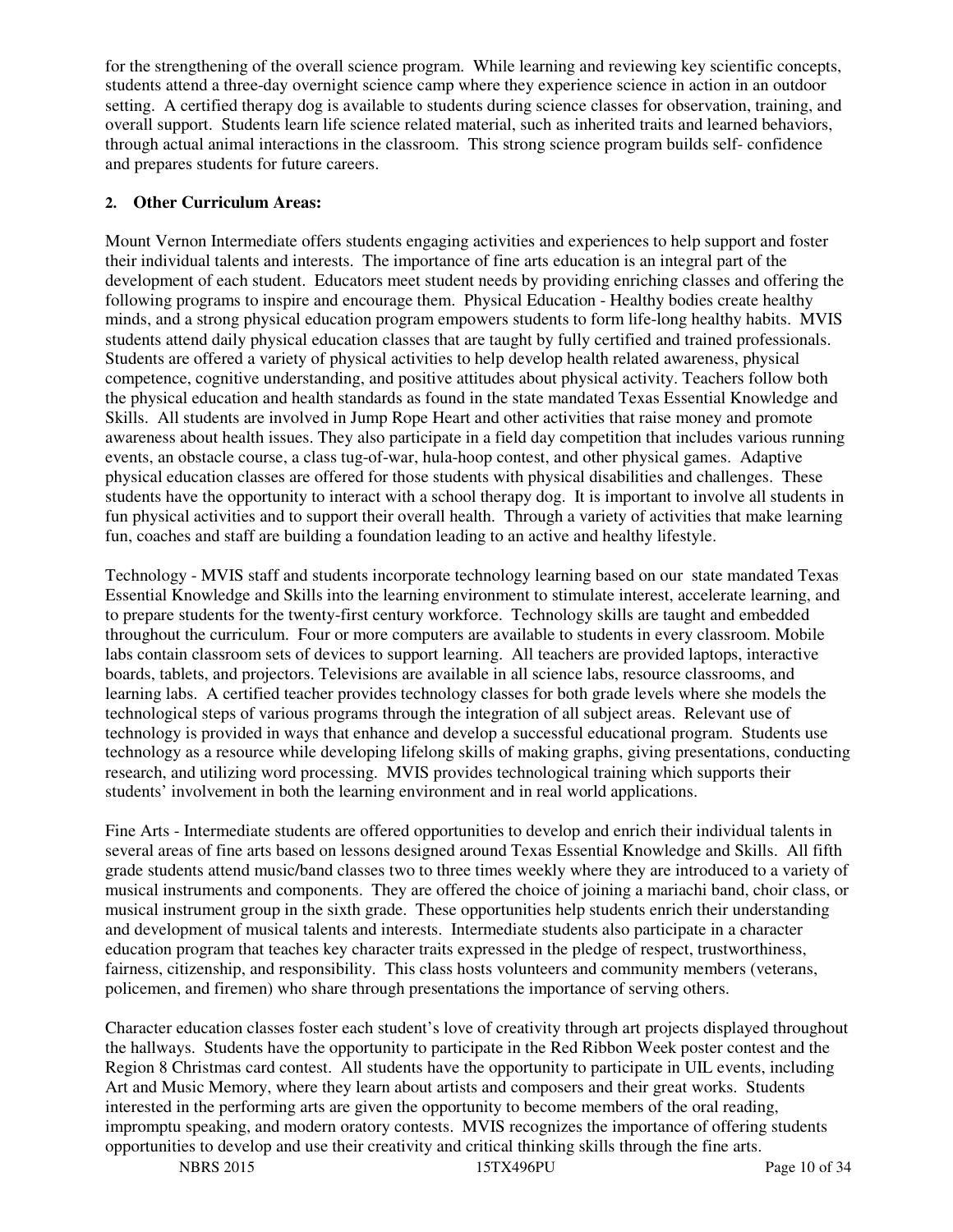for the strengthening of the overall science program. While learning and reviewing key scientific concepts, students attend a three-day overnight science camp where they experience science in action in an outdoor setting. A certified therapy dog is available to students during science classes for observation, training, and overall support. Students learn life science related material, such as inherited traits and learned behaviors, through actual animal interactions in the classroom. This strong science program builds self- confidence and prepares students for future careers.

**2. Other Curriculum Areas:**

Mount Vernon Intermediate offers students engaging activities and experiences to help support and foster their individual talents and interests. The importance of fine arts education is an integral part of the development of each student. Educators meet student needs by providing enriching classes and offering the following programs to inspire and encourage them. Physical Education - Healthy bodies create healthy minds, and a strong physical education program empowers students to form life-long healthy habits. MVIS students attend daily physical education classes that are taught by fully certified and trained professionals. Students are offered a variety of physical activities to help develop health related awareness, physical competence, cognitive understanding, and positive attitudes about physical activity. Teachers follow both the physical education and health standards as found in the state mandated Texas Essential Knowledge and Skills. All students are involved in Jump Rope Heart and other activities that raise money and promote awareness about health issues. They also participate in a field day competition that includes various running events, an obstacle course, a class tug-of-war, hula-hoop contest, and other physical games. Adaptive physical education classes are offered for those students with physical disabilities and challenges. These students have the opportunity to interact with a school therapy dog. It is important to involve all students in fun physical activities and to support their overall health. Through a variety of activities that make learning fun, coaches and staff are building a foundation leading to an active and healthy lifestyle.

Technology - MVIS staff and students incorporate technology learning based on our state mandated Texas Essential Knowledge and Skills into the learning environment to stimulate interest, accelerate learning, and to prepare students for the twenty-first century workforce. Technology skills are taught and embedded throughout the curriculum. Four or more computers are available to students in every classroom. Mobile labs contain classroom sets of devices to support learning. All teachers are provided laptops, interactive boards, tablets, and projectors. Televisions are available in all science labs, resource classrooms, and learning labs. A certified teacher provides technology classes for both grade levels where she models the technological steps of various programs through the integration of all subject areas. Relevant use of technology is provided in ways that enhance and develop a successful educational program. Students use technology as a resource while developing lifelong skills of making graphs, giving presentations, conducting research, and utilizing word processing. MVIS provides technological training which supports their students' involvement in both the learning environment and in real world applications.

Fine Arts - Intermediate students are offered opportunities to develop and enrich their individual talents in several areas of fine arts based on lessons designed around Texas Essential Knowledge and Skills. All fifth grade students attend music/band classes two to three times weekly where they are introduced to a variety of musical instruments and components. They are offered the choice of joining a mariachi band, choir class, or musical instrument group in the sixth grade. These opportunities help students enrich their understanding and development of musical talents and interests. Intermediate students also participate in a character education program that teaches key character traits expressed in the pledge of respect, trustworthiness, fairness, citizenship, and responsibility. This class hosts volunteers and community members (veterans, policemen, and firemen) who share through presentations the importance of serving others.

Character education classes foster each student's love of creativity through art projects displayed throughout the hallways. Students have the opportunity to participate in the Red Ribbon Week poster contest and the Region 8 Christmas card contest. All students have the opportunity to participate in UIL events, including Art and Music Memory, where they learn about artists and composers and their great works. Students interested in the performing arts are given the opportunity to become members of the oral reading, impromptu speaking, and modern oratory contests. MVIS recognizes the importance of offering students opportunities to develop and use their creativity and critical thinking skills through the fine arts.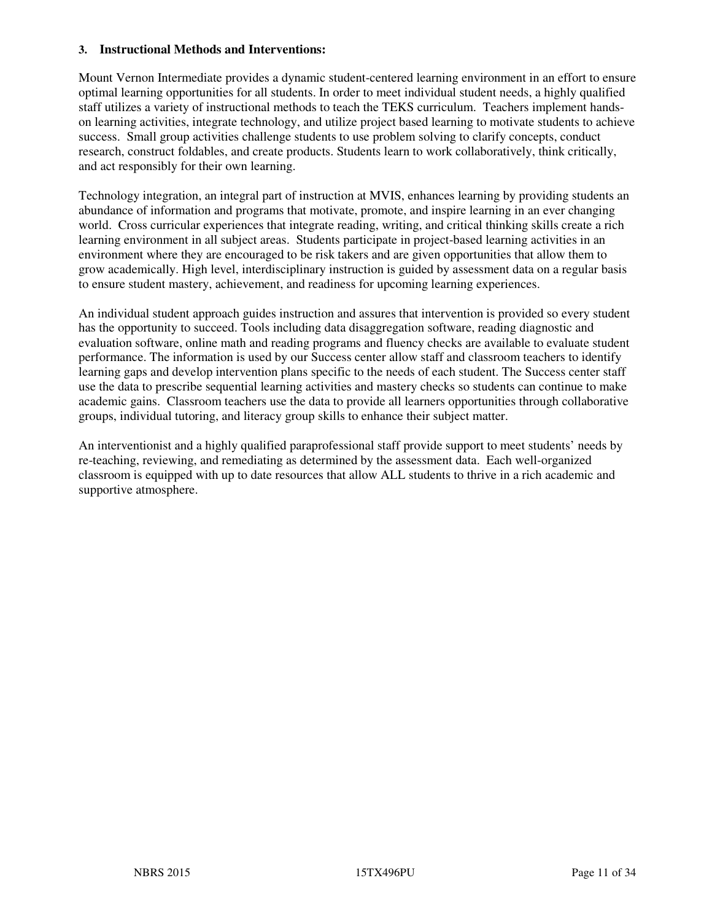### 3. Instructional Methods and Interventions:

Mount Vernon Intermediate provides a dynamic student-centered learning environment in an effort to ensure optimal learning opportunities for all students. In order to meet individual student needs, a highly qualified staff utilizes a variety of instructional methods to teach the TEKS curriculum. Teachers implement hands-on learning activities, integrate technology, and utilize project based learning to motivate students to achieve success. Small group activities challenge students to use problem solving to clarify concepts, conduct research, construct foldables, and create products. Students learn to work collaboratively, think critically, and act responsibly for their own learning.

Technology integration, an integral part of instruction at MVIS, enhances learning by providing students an abundance of information and programs that motivate, promote, and inspire learning in an ever changing world. Cross curricular experiences that integrate reading, writing, and critical thinking skills create a rich learning environment in all subject areas. Students participate in project-based learning activities in an environment where they are encouraged to be risk takers and are given opportunities that allow them to grow academically. High level, interdisciplinary instruction is guided by assessment data on a regular basis to ensure student mastery, achievement, and readiness for upcoming learning experiences.

An individual student approach guides instruction and assures that intervention is provided so every student has the opportunity to succeed. Tools including data disaggregation software, reading diagnostic and evaluation software, online math and reading programs and fluency checks are available to evaluate student performance. The information is used by our Success center allow staff and classroom teachers to identify learning gaps and develop intervention plans specific to the needs of each student. The Success center staff use the data to prescribe sequential learning activities and mastery checks so students can continue to make academic gains. Classroom teachers use the data to provide all learners opportunities through collaborative groups, individual tutoring, and literacy group skills to enhance their subject matter.

An interventionist and a highly qualified paraprofessional staff provide support to meet students' needs by re-teaching, reviewing, and remediating as determined by the assessment data. Each well-organized classroom is equipped with up to date resources that allow ALL students to thrive in a rich academic and supportive atmosphere.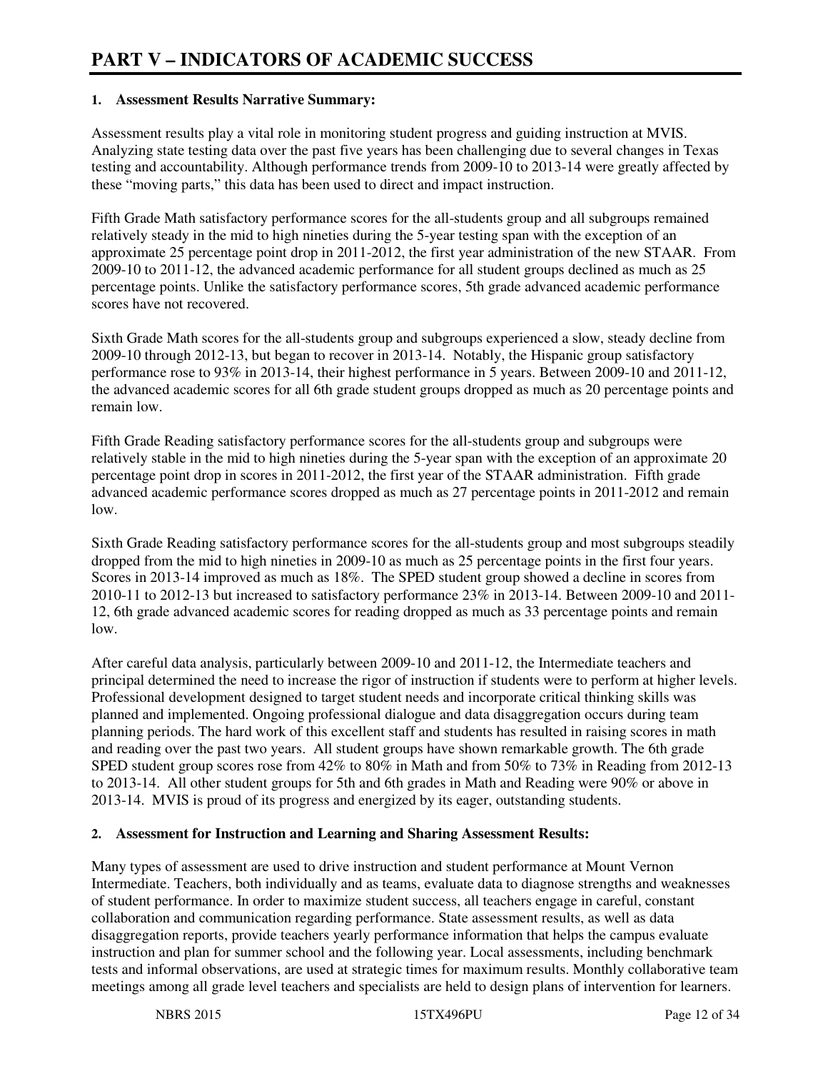# PART V – INDICATORS OF ACADEMIC SUCCESS

**1. Assessment Results Narrative Summary:**

Assessment results play a vital role in monitoring student progress and guiding instruction at MVIS. Analyzing state testing data over the past five years has been challenging due to several changes in Texas testing and accountability. Although performance trends from 2009-10 to 2013-14 were greatly affected by these "moving parts," this data has been used to direct and impact instruction.

Fifth Grade Math satisfactory performance scores for the all-students group and all subgroups remained relatively steady in the mid to high nineties during the 5-year testing span with the exception of an approximate 25 percentage point drop in 2011-2012, the first year administration of the new STAAR. From 2009-10 to 2011-12, the advanced academic performance for all student groups declined as much as 25 percentage points. Unlike the satisfactory performance scores, 5th grade advanced academic performance scores have not recovered.

Sixth Grade Math scores for the all-students group and subgroups experienced a slow, steady decline from 2009-10 through 2012-13, but began to recover in 2013-14. Notably, the Hispanic group satisfactory performance rose to 93% in 2013-14, their highest performance in 5 years. Between 2009-10 and 2011-12, the advanced academic scores for all 6th grade student groups dropped as much as 20 percentage points and remain low.

Fifth Grade Reading satisfactory performance scores for the all-students group and subgroups were relatively stable in the mid to high nineties during the 5-year span with the exception of an approximate 20 percentage point drop in scores in 2011-2012, the first year of the STAAR administration. Fifth grade advanced academic performance scores dropped as much as 27 percentage points in 2011-2012 and remain low.

Sixth Grade Reading satisfactory performance scores for the all-students group and most subgroups steadily dropped from the mid to high nineties in 2009-10 as much as 25 percentage points in the first four years. Scores in 2013-14 improved as much as 18%. The SPED student group showed a decline in scores from 2010-11 to 2012-13 but increased to satisfactory performance 23% in 2013-14. Between 2009-10 and 2011-12, 6th grade advanced academic scores for reading dropped as much as 33 percentage points and remain low.

After careful data analysis, particularly between 2009-10 and 2011-12, the Intermediate teachers and principal determined the need to increase the rigor of instruction if students were to perform at higher levels. Professional development designed to target student needs and incorporate critical thinking skills was planned and implemented. Ongoing professional dialogue and data disaggregation occurs during team planning periods. The hard work of this excellent staff and students has resulted in raising scores in math and reading over the past two years. All student groups have shown remarkable growth. The 6th grade SPED student group scores rose from 42% to 80% in Math and from 50% to 73% in Reading from 2012-13 to 2013-14. All other student groups for 5th and 6th grades in Math and Reading were 90% or above in 2013-14. MVIS is proud of its progress and energized by its eager, outstanding students.

**2. Assessment for Instruction and Learning and Sharing Assessment Results:**

Many types of assessment are used to drive instruction and student performance at Mount Vernon Intermediate. Teachers, both individually and as teams, evaluate data to diagnose strengths and weaknesses of student performance. In order to maximize student success, all teachers engage in careful, constant collaboration and communication regarding performance. State assessment results, as well as data disaggregation reports, provide teachers yearly performance information that helps the campus evaluate instruction and plan for summer school and the following year. Local assessments, including benchmark tests and informal observations, are used at strategic times for maximum results. Monthly collaborative team meetings among all grade level teachers and specialists are held to design plans of intervention for learners.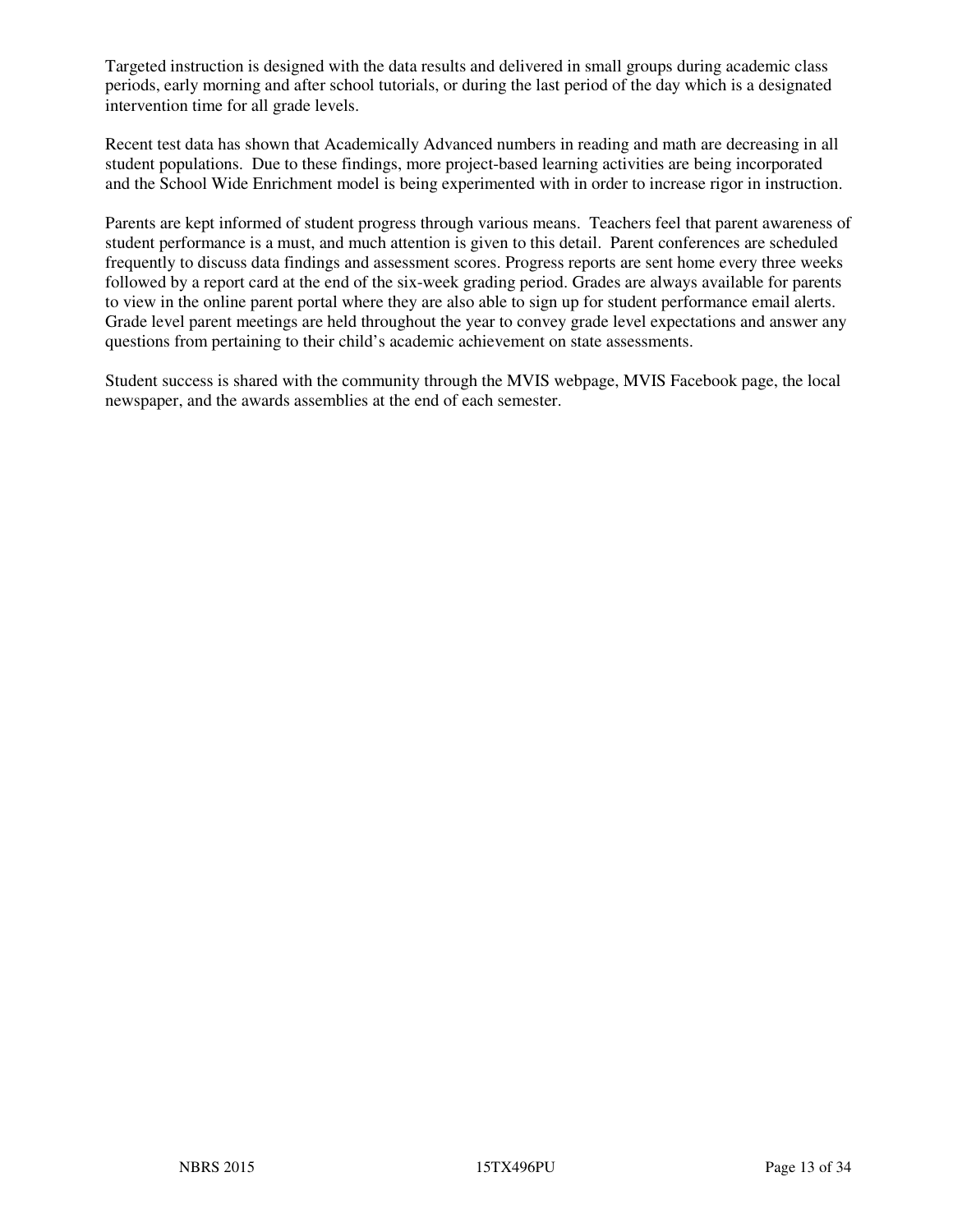Targeted instruction is designed with the data results and delivered in small groups during academic class periods, early morning and after school tutorials, or during the last period of the day which is a designated intervention time for all grade levels.

Recent test data has shown that Academically Advanced numbers in reading and math are decreasing in all student populations. Due to these findings, more project-based learning activities are being incorporated and the School Wide Enrichment model is being experimented with in order to increase rigor in instruction.

Parents are kept informed of student progress through various means. Teachers feel that parent awareness of student performance is a must, and much attention is given to this detail. Parent conferences are scheduled frequently to discuss data findings and assessment scores. Progress reports are sent home every three weeks followed by a report card at the end of the six-week grading period. Grades are always available for parents to view in the online parent portal where they are also able to sign up for student performance email alerts. Grade level parent meetings are held throughout the year to convey grade level expectations and answer any questions from pertaining to their child's academic achievement on state assessments.

Student success is shared with the community through the MVIS webpage, MVIS Facebook page, the local newspaper, and the awards assemblies at the end of each semester.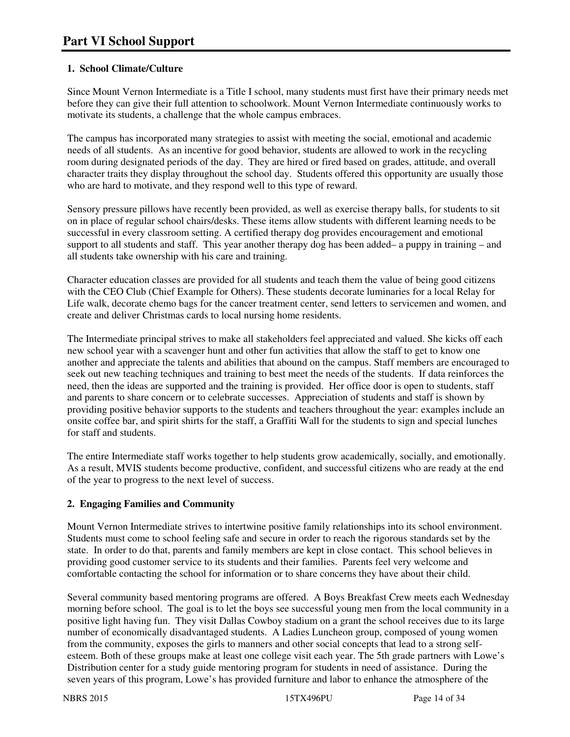# Part VI School Support

### 1. School Climate/Culture

Since Mount Vernon Intermediate is a Title I school, many students must first have their primary needs met before they can give their full attention to schoolwork. Mount Vernon Intermediate continuously works to motivate its students, a challenge that the whole campus embraces.

The campus has incorporated many strategies to assist with meeting the social, emotional and academic needs of all students. As an incentive for good behavior, students are allowed to work in the recycling room during designated periods of the day. They are hired or fired based on grades, attitude, and overall character traits they display throughout the school day. Students offered this opportunity are usually those who are hard to motivate, and they respond well to this type of reward.

Sensory pressure pillows have recently been provided, as well as exercise therapy balls, for students to sit on in place of regular school chairs/desks. These items allow students with different learning needs to be successful in every classroom setting. A certified therapy dog provides encouragement and emotional support to all students and staff. This year another therapy dog has been added– a puppy in training – and all students take ownership with his care and training.

Character education classes are provided for all students and teach them the value of being good citizens with the CEO Club (Chief Example for Others). These students decorate luminaries for a local Relay for Life walk, decorate chemo bags for the cancer treatment center, send letters to servicemen and women, and create and deliver Christmas cards to local nursing home residents.

The Intermediate principal strives to make all stakeholders feel appreciated and valued. She kicks off each new school year with a scavenger hunt and other fun activities that allow the staff to get to know one another and appreciate the talents and abilities that abound on the campus. Staff members are encouraged to seek out new teaching techniques and training to best meet the needs of the students. If data reinforces the need, then the ideas are supported and the training is provided. Her office door is open to students, staff and parents to share concern or to celebrate successes. Appreciation of students and staff is shown by providing positive behavior supports to the students and teachers throughout the year: examples include an onsite coffee bar, and spirit shirts for the staff, a Graffiti Wall for the students to sign and special lunches for staff and students.

The entire Intermediate staff works together to help students grow academically, socially, and emotionally. As a result, MVIS students become productive, confident, and successful citizens who are ready at the end of the year to progress to the next level of success.

### 2. Engaging Families and Community

Mount Vernon Intermediate strives to intertwine positive family relationships into its school environment. Students must come to school feeling safe and secure in order to reach the rigorous standards set by the state. In order to do that, parents and family members are kept in close contact. This school believes in providing good customer service to its students and their families. Parents feel very welcome and comfortable contacting the school for information or to share concerns they have about their child.

Several community based mentoring programs are offered. A Boys Breakfast Crew meets each Wednesday morning before school. The goal is to let the boys see successful young men from the local community in a positive light having fun. They visit Dallas Cowboy stadium on a grant the school receives due to its large number of economically disadvantaged students. A Ladies Luncheon group, composed of young women from the community, exposes the girls to manners and other social concepts that lead to a strong self-esteem. Both of these groups make at least one college visit each year. The 5th grade partners with Lowe's Distribution center for a study guide mentoring program for students in need of assistance. During the seven years of this program, Lowe's has provided furniture and labor to enhance the atmosphere of the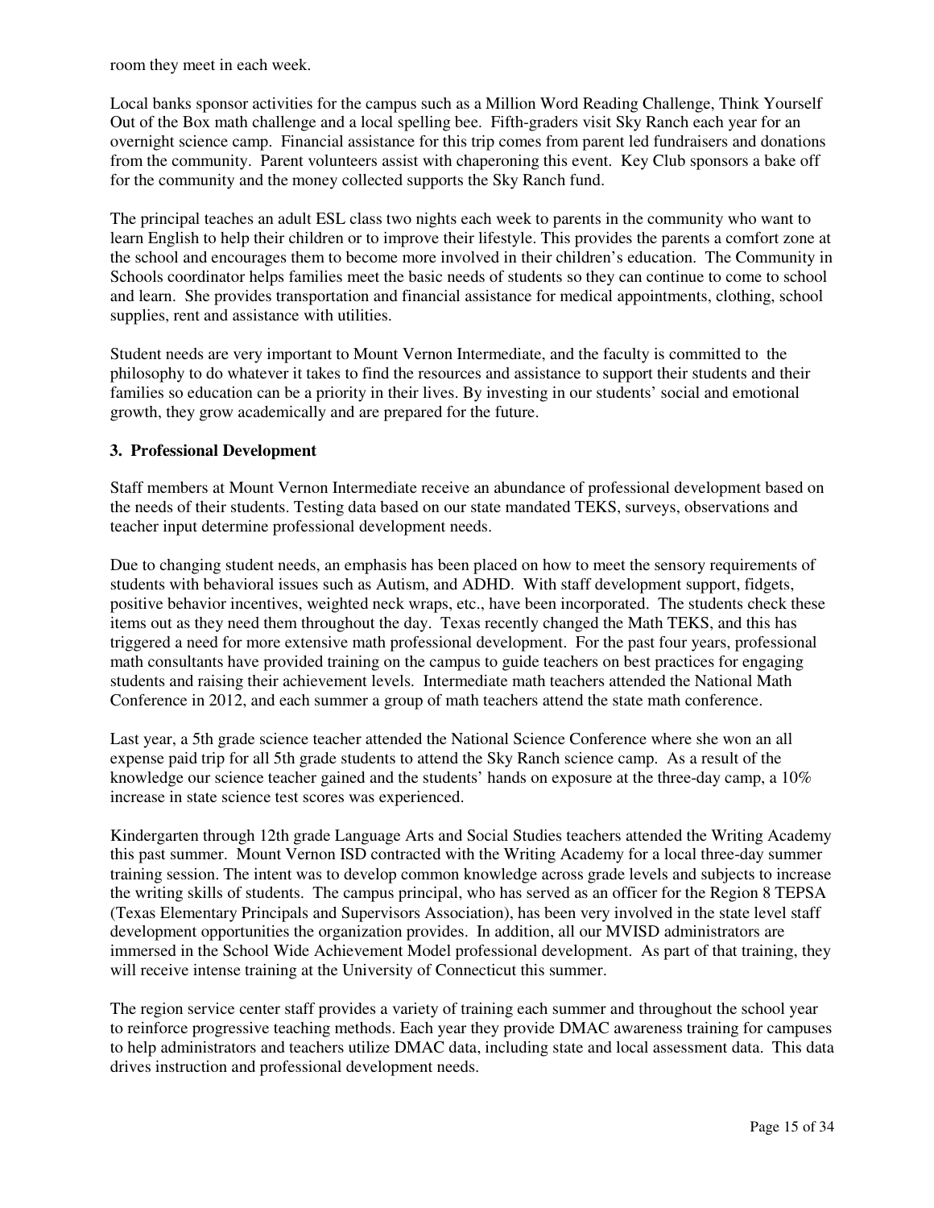room they meet in each week.

Local banks sponsor activities for the campus such as a Million Word Reading Challenge, Think Yourself Out of the Box math challenge and a local spelling bee. Fifth-graders visit Sky Ranch each year for an overnight science camp. Financial assistance for this trip comes from parent led fundraisers and donations from the community. Parent volunteers assist with chaperoning this event. Key Club sponsors a bake off for the community and the money collected supports the Sky Ranch fund.

The principal teaches an adult ESL class two nights each week to parents in the community who want to learn English to help their children or to improve their lifestyle. This provides the parents a comfort zone at the school and encourages them to become more involved in their children's education. The Community in Schools coordinator helps families meet the basic needs of students so they can continue to come to school and learn. She provides transportation and financial assistance for medical appointments, clothing, school supplies, rent and assistance with utilities.

Student needs are very important to Mount Vernon Intermediate, and the faculty is committed to the philosophy to do whatever it takes to find the resources and assistance to support their students and their families so education can be a priority in their lives. By investing in our students' social and emotional growth, they grow academically and are prepared for the future.

**3. Professional Development**

Staff members at Mount Vernon Intermediate receive an abundance of professional development based on the needs of their students. Testing data based on our state mandated TEKS, surveys, observations and teacher input determine professional development needs.

Due to changing student needs, an emphasis has been placed on how to meet the sensory requirements of students with behavioral issues such as Autism, and ADHD. With staff development support, fidgets, positive behavior incentives, weighted neck wraps, etc., have been incorporated. The students check these items out as they need them throughout the day. Texas recently changed the Math TEKS, and this has triggered a need for more extensive math professional development. For the past four years, professional math consultants have provided training on the campus to guide teachers on best practices for engaging students and raising their achievement levels. Intermediate math teachers attended the National Math Conference in 2012, and each summer a group of math teachers attend the state math conference.

Last year, a 5th grade science teacher attended the National Science Conference where she won an all expense paid trip for all 5th grade students to attend the Sky Ranch science camp. As a result of the knowledge our science teacher gained and the students' hands on exposure at the three-day camp, a 10% increase in state science test scores was experienced.

Kindergarten through 12th grade Language Arts and Social Studies teachers attended the Writing Academy this past summer. Mount Vernon ISD contracted with the Writing Academy for a local three-day summer training session. The intent was to develop common knowledge across grade levels and subjects to increase the writing skills of students. The campus principal, who has served as an officer for the Region 8 TEPSA (Texas Elementary Principals and Supervisors Association), has been very involved in the state level staff development opportunities the organization provides. In addition, all our MVISD administrators are immersed in the School Wide Achievement Model professional development. As part of that training, they will receive intense training at the University of Connecticut this summer.

The region service center staff provides a variety of training each summer and throughout the school year to reinforce progressive teaching methods. Each year they provide DMAC awareness training for campuses to help administrators and teachers utilize DMAC data, including state and local assessment data. This data drives instruction and professional development needs.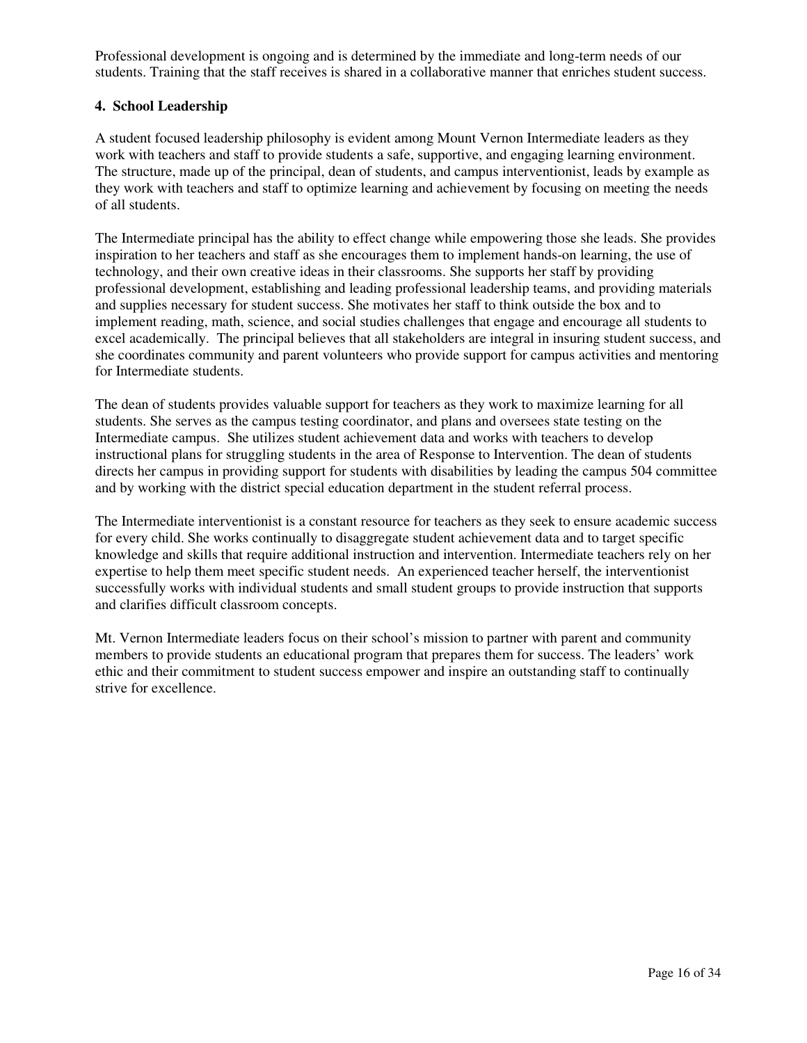Professional development is ongoing and is determined by the immediate and long-term needs of our students. Training that the staff receives is shared in a collaborative manner that enriches student success.

**4. School Leadership**

A student focused leadership philosophy is evident among Mount Vernon Intermediate leaders as they work with teachers and staff to provide students a safe, supportive, and engaging learning environment. The structure, made up of the principal, dean of students, and campus interventionist, leads by example as they work with teachers and staff to optimize learning and achievement by focusing on meeting the needs of all students.

The Intermediate principal has the ability to effect change while empowering those she leads. She provides inspiration to her teachers and staff as she encourages them to implement hands-on learning, the use of technology, and their own creative ideas in their classrooms. She supports her staff by providing professional development, establishing and leading professional leadership teams, and providing materials and supplies necessary for student success. She motivates her staff to think outside the box and to implement reading, math, science, and social studies challenges that engage and encourage all students to excel academically. The principal believes that all stakeholders are integral in insuring student success, and she coordinates community and parent volunteers who provide support for campus activities and mentoring for Intermediate students.

The dean of students provides valuable support for teachers as they work to maximize learning for all students. She serves as the campus testing coordinator, and plans and oversees state testing on the Intermediate campus. She utilizes student achievement data and works with teachers to develop instructional plans for struggling students in the area of Response to Intervention. The dean of students directs her campus in providing support for students with disabilities by leading the campus 504 committee and by working with the district special education department in the student referral process.

The Intermediate interventionist is a constant resource for teachers as they seek to ensure academic success for every child. She works continually to disaggregate student achievement data and to target specific knowledge and skills that require additional instruction and intervention. Intermediate teachers rely on her expertise to help them meet specific student needs. An experienced teacher herself, the interventionist successfully works with individual students and small student groups to provide instruction that supports and clarifies difficult classroom concepts.

Mt. Vernon Intermediate leaders focus on their school's mission to partner with parent and community members to provide students an educational program that prepares them for success. The leaders' work ethic and their commitment to student success empower and inspire an outstanding staff to continually strive for excellence.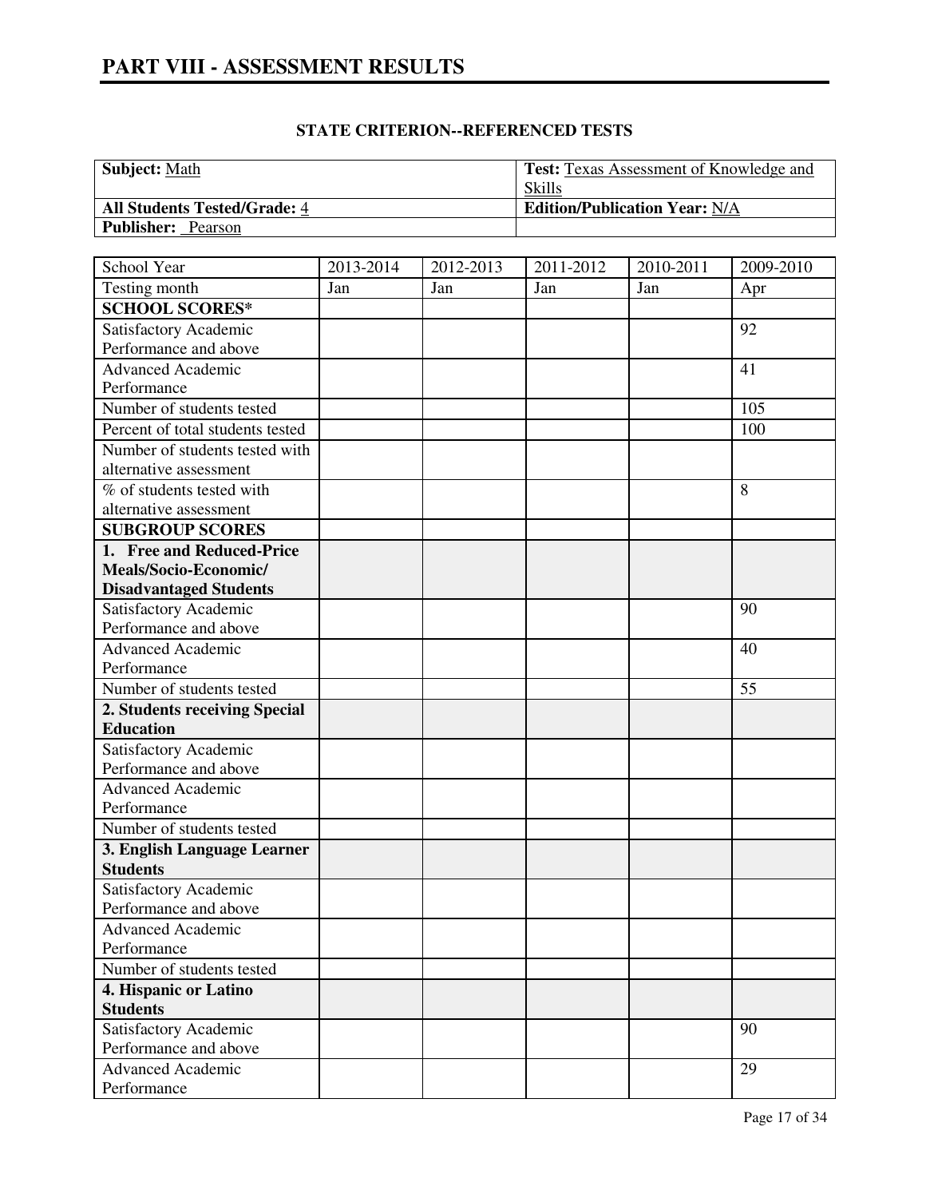# PART VIII - ASSESSMENT RESULTS

### STATE CRITERION--REFERENCED TESTS

| **Subject:** Math | **Test:** Texas Assessment of Knowledge and Skills |
|---|---|
| **All Students Tested/Grade:** 4 | **Edition/Publication Year:** N/A |
| **Publisher:** Pearson | |

| School Year | 2013-2014 | 2012-2013 | 2011-2012 | 2010-2011 | 2009-2010 |
|---|---|---|---|---|---|
| Testing month | Jan | Jan | Jan | Jan | Apr |
| **SCHOOL SCORES*** | | | | | |
| Satisfactory Academic Performance and above | | | | | 92 |
| Advanced Academic Performance | | | | | 41 |
| Number of students tested | | | | | 105 |
| Percent of total students tested | | | | | 100 |
| Number of students tested with alternative assessment | | | | | |
| % of students tested with alternative assessment | | | | | 8 |
| **SUBGROUP SCORES** | | | | | |
| **1. Free and Reduced-Price Meals/Socio-Economic/ Disadvantaged Students** | | | | | |
| Satisfactory Academic Performance and above | | | | | 90 |
| Advanced Academic Performance | | | | | 40 |
| Number of students tested | | | | | 55 |
| **2. Students receiving Special Education** | | | | | |
| Satisfactory Academic Performance and above | | | | | |
| Advanced Academic Performance | | | | | |
| Number of students tested | | | | | |
| **3. English Language Learner Students** | | | | | |
| Satisfactory Academic Performance and above | | | | | |
| Advanced Academic Performance | | | | | |
| Number of students tested | | | | | |
| **4. Hispanic or Latino Students** | | | | | |
| Satisfactory Academic Performance and above | | | | | 90 |
| Advanced Academic Performance | | | | | 29 |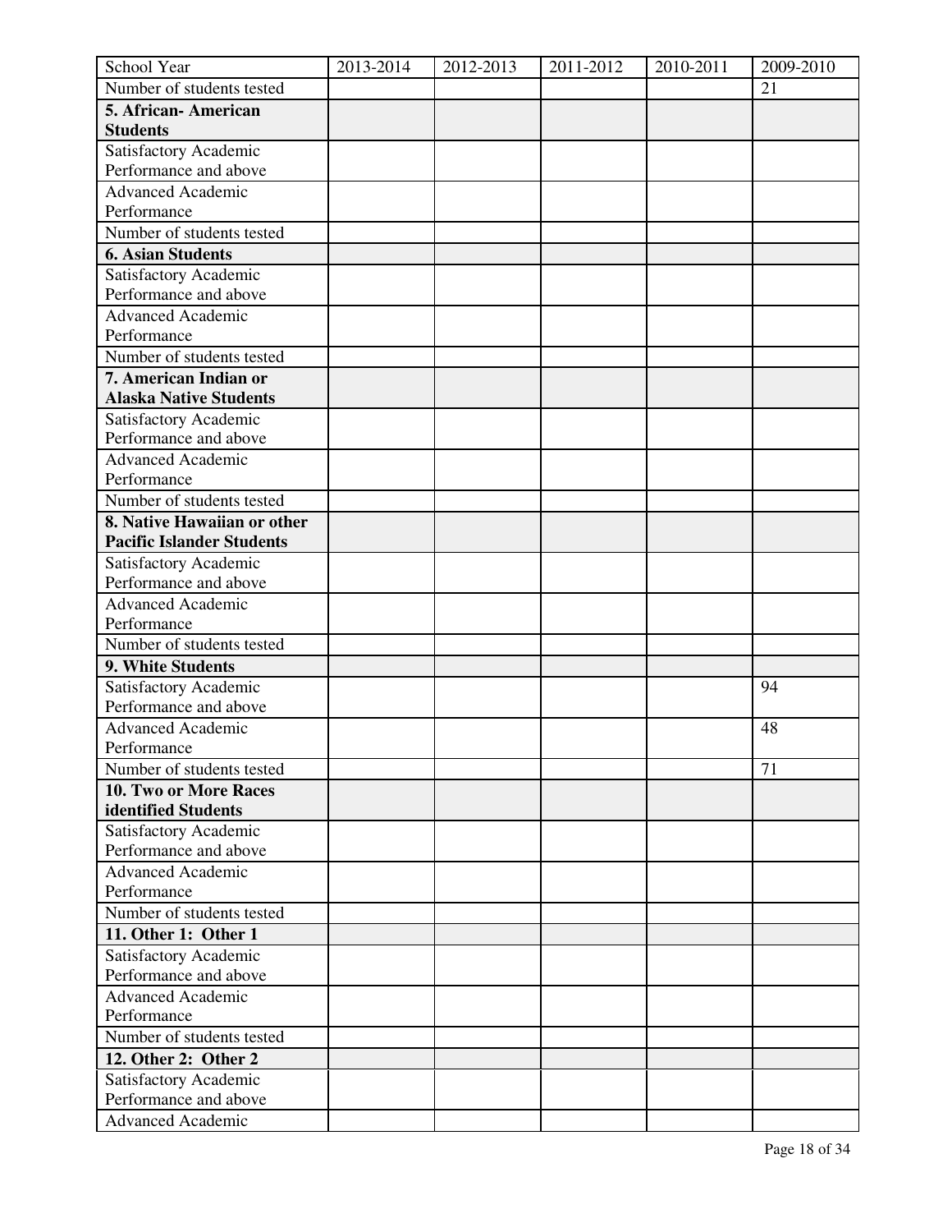| School Year | 2013-2014 | 2012-2013 | 2011-2012 | 2010-2011 | 2009-2010 |
|---|---|---|---|---|---|
| Number of students tested | | | | | 21 |
| **5. African- American Students** | | | | | |
| Satisfactory Academic Performance and above | | | | | |
| Advanced Academic Performance | | | | | |
| Number of students tested | | | | | |
| **6. Asian Students** | | | | | |
| Satisfactory Academic Performance and above | | | | | |
| Advanced Academic Performance | | | | | |
| Number of students tested | | | | | |
| **7. American Indian or Alaska Native Students** | | | | | |
| Satisfactory Academic Performance and above | | | | | |
| Advanced Academic Performance | | | | | |
| Number of students tested | | | | | |
| **8. Native Hawaiian or other Pacific Islander Students** | | | | | |
| Satisfactory Academic Performance and above | | | | | |
| Advanced Academic Performance | | | | | |
| Number of students tested | | | | | |
| **9. White Students** | | | | | |
| Satisfactory Academic Performance and above | | | | | 94 |
| Advanced Academic Performance | | | | | 48 |
| Number of students tested | | | | | 71 |
| **10. Two or More Races identified Students** | | | | | |
| Satisfactory Academic Performance and above | | | | | |
| Advanced Academic Performance | | | | | |
| Number of students tested | | | | | |
| **11. Other 1: Other 1** | | | | | |
| Satisfactory Academic Performance and above | | | | | |
| Advanced Academic Performance | | | | | |
| Number of students tested | | | | | |
| **12. Other 2: Other 2** | | | | | |
| Satisfactory Academic Performance and above | | | | | |
| Advanced Academic | | | | | |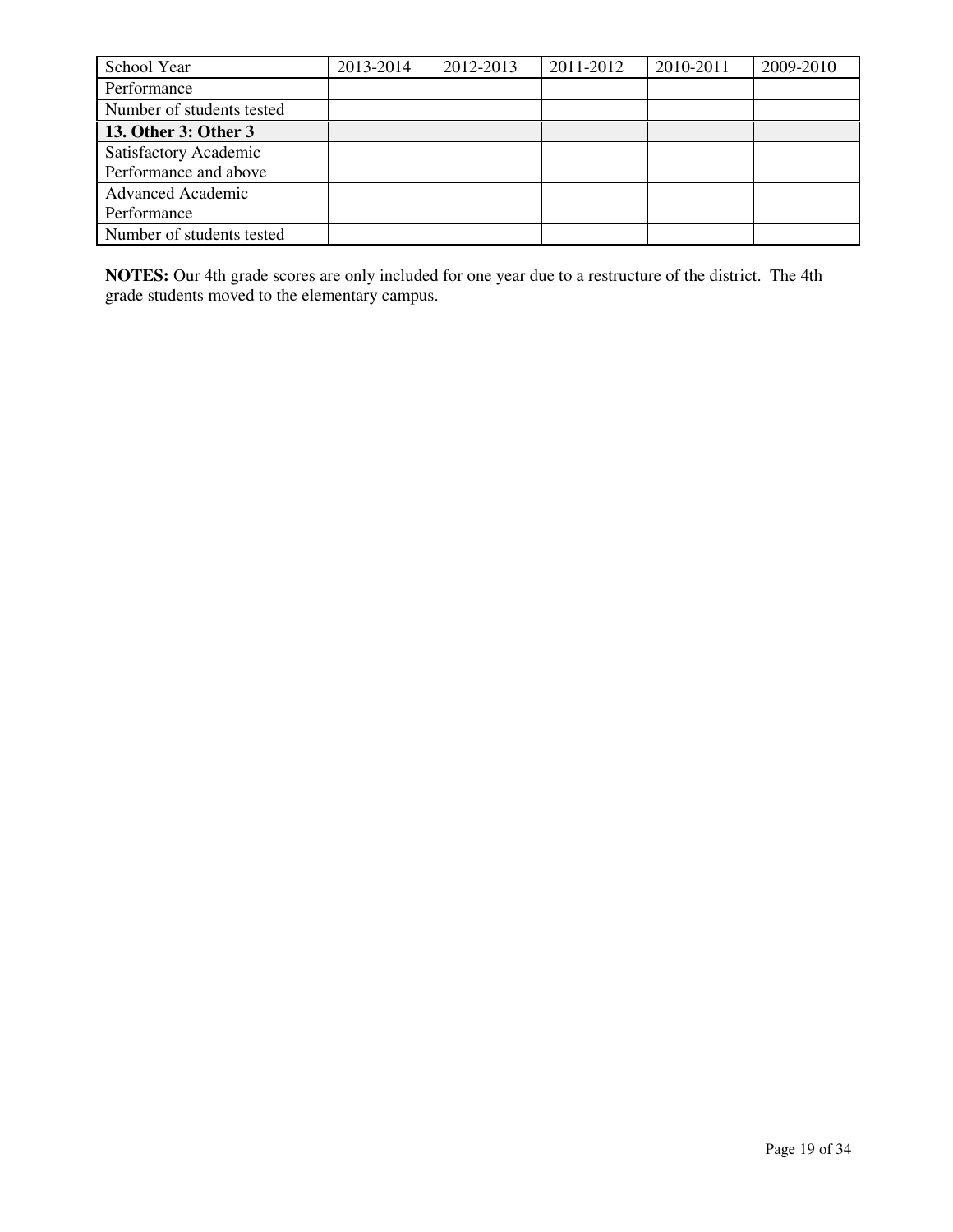| School Year | 2013-2014 | 2012-2013 | 2011-2012 | 2010-2011 | 2009-2010 |
| --- | --- | --- | --- | --- | --- |
| Performance | | | | | |
| Number of students tested | | | | | |
| **13. Other 3: Other 3** | | | | | |
| Satisfactory Academic Performance and above | | | | | |
| Advanced Academic Performance | | | | | |
| Number of students tested | | | | | |

**NOTES:** Our 4th grade scores are only included for one year due to a restructure of the district. The 4th grade students moved to the elementary campus.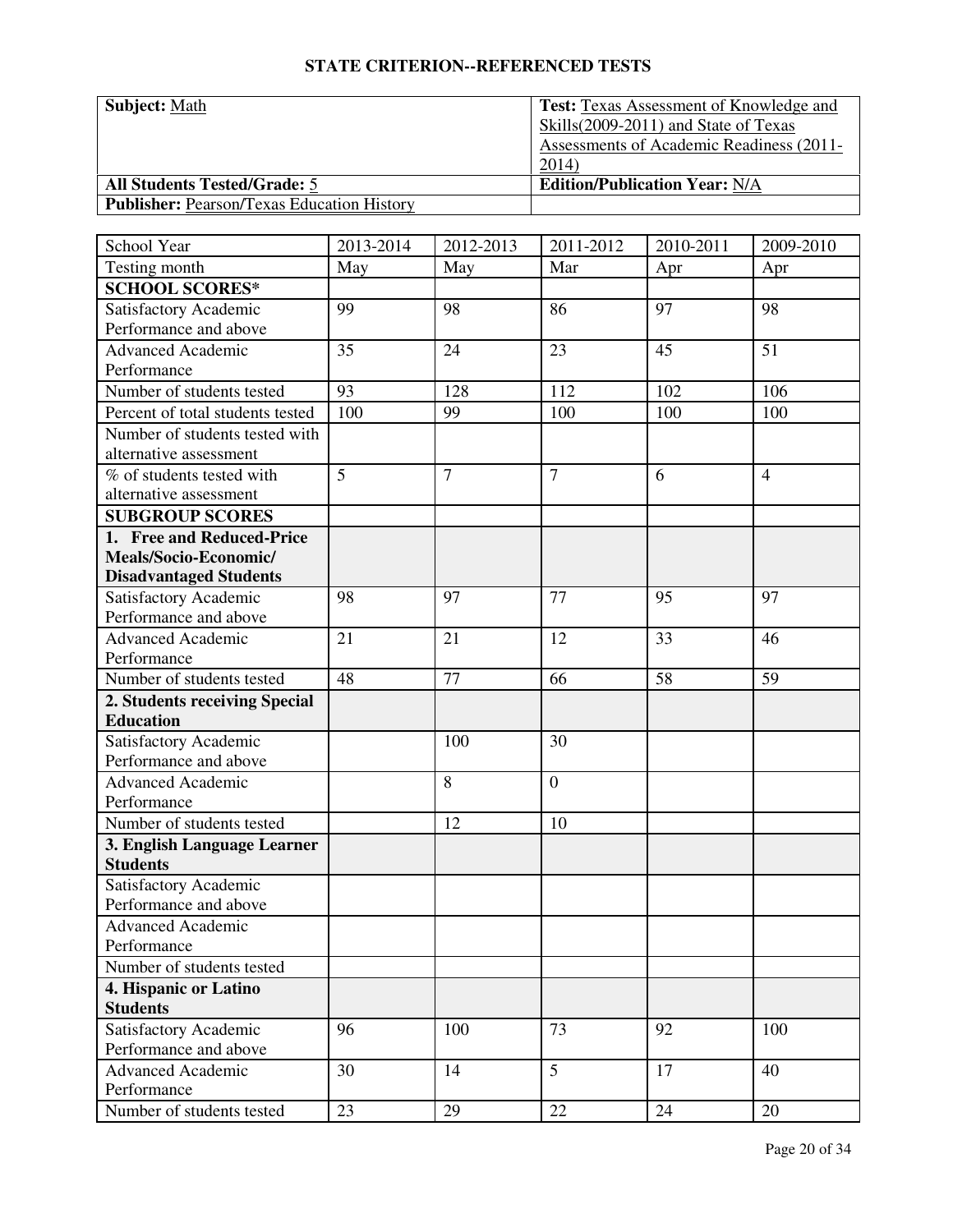## STATE CRITERION--REFERENCED TESTS

| **Subject:** Math | **Test:** Texas Assessment of Knowledge and Skills(2009-2011) and State of Texas Assessments of Academic Readiness (2011-2014) |
|---|---|
| **All Students Tested/Grade:** 5 | **Edition/Publication Year:** N/A |
| **Publisher:** Pearson/Texas Education History | |

| School Year | 2013-2014 | 2012-2013 | 2011-2012 | 2010-2011 | 2009-2010 |
|---|---|---|---|---|---|
| Testing month | May | May | Mar | Apr | Apr |
| **SCHOOL SCORES*** | | | | | |
| Satisfactory Academic Performance and above | 99 | 98 | 86 | 97 | 98 |
| Advanced Academic Performance | 35 | 24 | 23 | 45 | 51 |
| Number of students tested | 93 | 128 | 112 | 102 | 106 |
| Percent of total students tested | 100 | 99 | 100 | 100 | 100 |
| Number of students tested with alternative assessment | | | | | |
| % of students tested with alternative assessment | 5 | 7 | 7 | 6 | 4 |
| **SUBGROUP SCORES** | | | | | |
| **1. Free and Reduced-Price Meals/Socio-Economic/ Disadvantaged Students** | | | | | |
| Satisfactory Academic Performance and above | 98 | 97 | 77 | 95 | 97 |
| Advanced Academic Performance | 21 | 21 | 12 | 33 | 46 |
| Number of students tested | 48 | 77 | 66 | 58 | 59 |
| **2. Students receiving Special Education** | | | | | |
| Satisfactory Academic Performance and above | | 100 | 30 | | |
| Advanced Academic Performance | | 8 | 0 | | |
| Number of students tested | | 12 | 10 | | |
| **3. English Language Learner Students** | | | | | |
| Satisfactory Academic Performance and above | | | | | |
| Advanced Academic Performance | | | | | |
| Number of students tested | | | | | |
| **4. Hispanic or Latino Students** | | | | | |
| Satisfactory Academic Performance and above | 96 | 100 | 73 | 92 | 100 |
| Advanced Academic Performance | 30 | 14 | 5 | 17 | 40 |
| Number of students tested | 23 | 29 | 22 | 24 | 20 |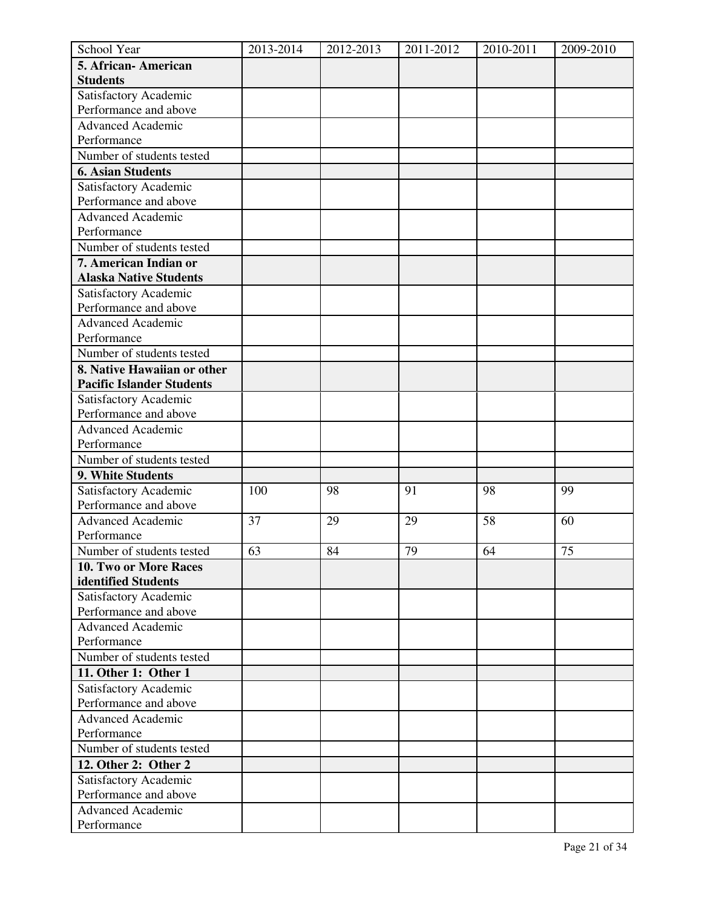| School Year | 2013-2014 | 2012-2013 | 2011-2012 | 2010-2011 | 2009-2010 |
|---|---|---|---|---|---|
| **5. African- American Students** | | | | | |
| Satisfactory Academic Performance and above | | | | | |
| Advanced Academic Performance | | | | | |
| Number of students tested | | | | | |
| **6. Asian Students** | | | | | |
| Satisfactory Academic Performance and above | | | | | |
| Advanced Academic Performance | | | | | |
| Number of students tested | | | | | |
| **7. American Indian or Alaska Native Students** | | | | | |
| Satisfactory Academic Performance and above | | | | | |
| Advanced Academic Performance | | | | | |
| Number of students tested | | | | | |
| **8. Native Hawaiian or other Pacific Islander Students** | | | | | |
| Satisfactory Academic Performance and above | | | | | |
| Advanced Academic Performance | | | | | |
| Number of students tested | | | | | |
| **9. White Students** | | | | | |
| Satisfactory Academic Performance and above | 100 | 98 | 91 | 98 | 99 |
| Advanced Academic Performance | 37 | 29 | 29 | 58 | 60 |
| Number of students tested | 63 | 84 | 79 | 64 | 75 |
| **10. Two or More Races identified Students** | | | | | |
| Satisfactory Academic Performance and above | | | | | |
| Advanced Academic Performance | | | | | |
| Number of students tested | | | | | |
| **11. Other 1: Other 1** | | | | | |
| Satisfactory Academic Performance and above | | | | | |
| Advanced Academic Performance | | | | | |
| Number of students tested | | | | | |
| **12. Other 2: Other 2** | | | | | |
| Satisfactory Academic Performance and above | | | | | |
| Advanced Academic Performance | | | | | |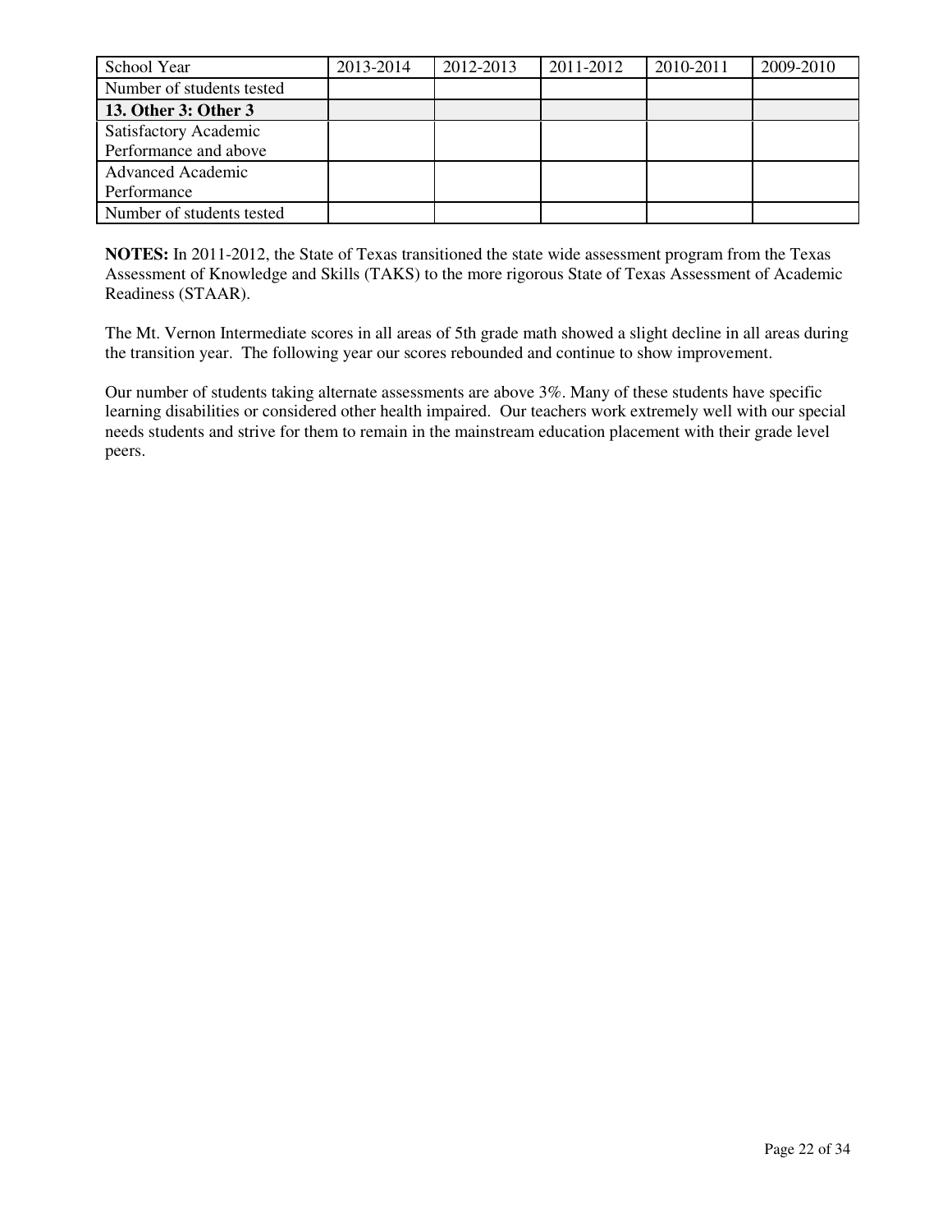| School Year | 2013-2014 | 2012-2013 | 2011-2012 | 2010-2011 | 2009-2010 |
| --- | --- | --- | --- | --- | --- |
| Number of students tested | | | | | |
| **13. Other 3: Other 3** | | | | | |
| Satisfactory Academic Performance and above | | | | | |
| Advanced Academic Performance | | | | | |
| Number of students tested | | | | | |

**NOTES:** In 2011-2012, the State of Texas transitioned the state wide assessment program from the Texas Assessment of Knowledge and Skills (TAKS) to the more rigorous State of Texas Assessment of Academic Readiness (STAAR).

The Mt. Vernon Intermediate scores in all areas of 5th grade math showed a slight decline in all areas during the transition year. The following year our scores rebounded and continue to show improvement.

Our number of students taking alternate assessments are above 3%. Many of these students have specific learning disabilities or considered other health impaired. Our teachers work extremely well with our special needs students and strive for them to remain in the mainstream education placement with their grade level peers.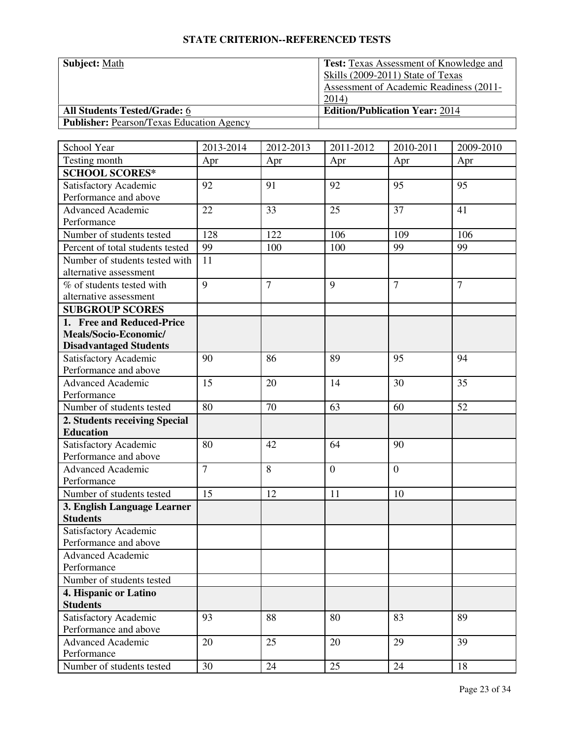## STATE CRITERION--REFERENCED TESTS

| **Subject:** Math | **Test:** Texas Assessment of Knowledge and Skills (2009-2011) State of Texas Assessment of Academic Readiness (2011-2014) |
|---|---|
| **All Students Tested/Grade:** 6 | **Edition/Publication Year:** 2014 |
| **Publisher:** Pearson/Texas Education Agency | |

| School Year | 2013-2014 | 2012-2013 | 2011-2012 | 2010-2011 | 2009-2010 |
|---|---|---|---|---|---|
| Testing month | Apr | Apr | Apr | Apr | Apr |
| **SCHOOL SCORES*** | | | | | |
| Satisfactory Academic Performance and above | 92 | 91 | 92 | 95 | 95 |
| Advanced Academic Performance | 22 | 33 | 25 | 37 | 41 |
| Number of students tested | 128 | 122 | 106 | 109 | 106 |
| Percent of total students tested | 99 | 100 | 100 | 99 | 99 |
| Number of students tested with alternative assessment | 11 | | | | |
| % of students tested with alternative assessment | 9 | 7 | 9 | 7 | 7 |
| **SUBGROUP SCORES** | | | | | |
| **1. Free and Reduced-Price Meals/Socio-Economic/ Disadvantaged Students** | | | | | |
| Satisfactory Academic Performance and above | 90 | 86 | 89 | 95 | 94 |
| Advanced Academic Performance | 15 | 20 | 14 | 30 | 35 |
| Number of students tested | 80 | 70 | 63 | 60 | 52 |
| **2. Students receiving Special Education** | | | | | |
| Satisfactory Academic Performance and above | 80 | 42 | 64 | 90 | |
| Advanced Academic Performance | 7 | 8 | 0 | 0 | |
| Number of students tested | 15 | 12 | 11 | 10 | |
| **3. English Language Learner Students** | | | | | |
| Satisfactory Academic Performance and above | | | | | |
| Advanced Academic Performance | | | | | |
| Number of students tested | | | | | |
| **4. Hispanic or Latino Students** | | | | | |
| Satisfactory Academic Performance and above | 93 | 88 | 80 | 83 | 89 |
| Advanced Academic Performance | 20 | 25 | 20 | 29 | 39 |
| Number of students tested | 30 | 24 | 25 | 24 | 18 |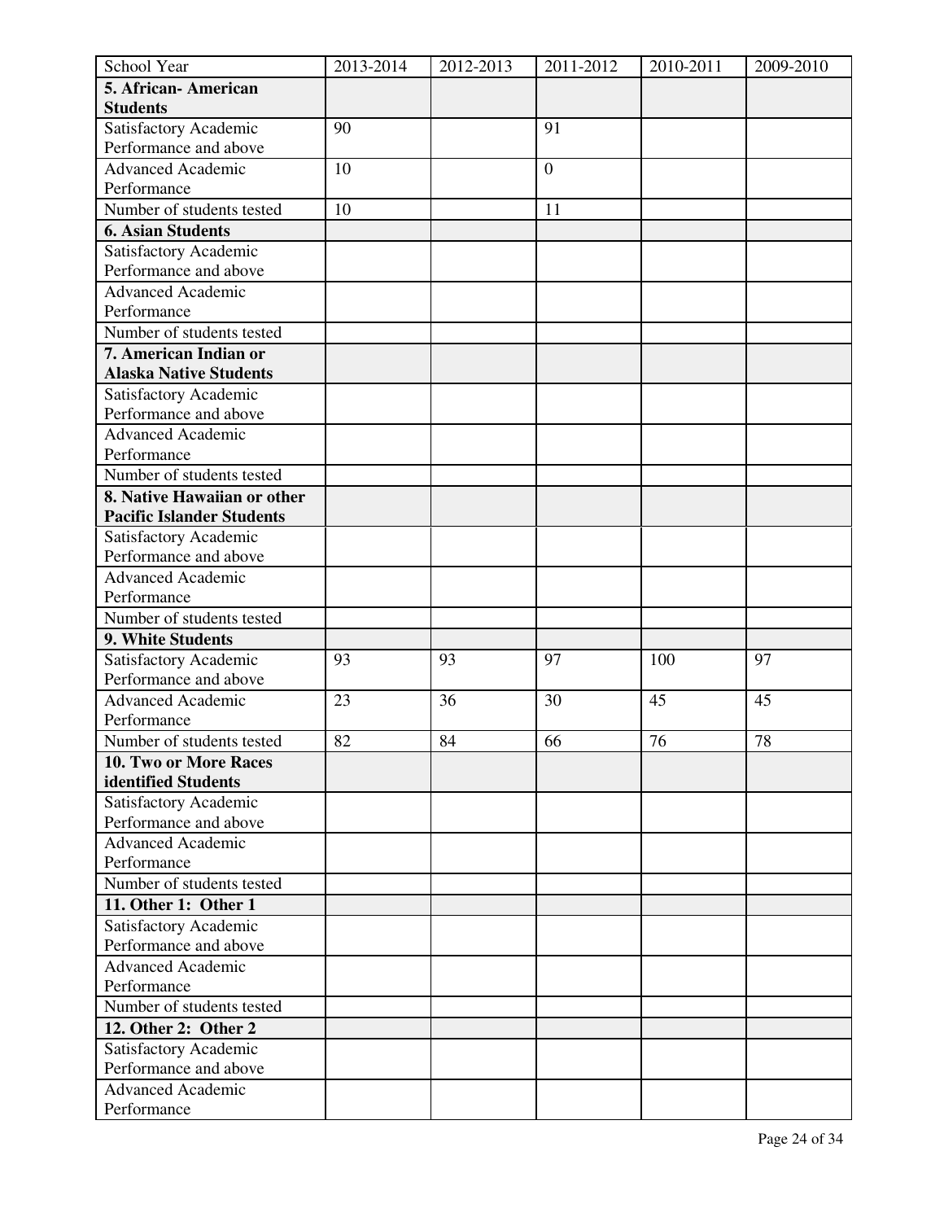| School Year | 2013-2014 | 2012-2013 | 2011-2012 | 2010-2011 | 2009-2010 |
|---|---|---|---|---|---|
| **5. African- American Students** | | | | | |
| Satisfactory Academic Performance and above | 90 | | 91 | | |
| Advanced Academic Performance | 10 | | 0 | | |
| Number of students tested | 10 | | 11 | | |
| **6. Asian Students** | | | | | |
| Satisfactory Academic Performance and above | | | | | |
| Advanced Academic Performance | | | | | |
| Number of students tested | | | | | |
| **7. American Indian or Alaska Native Students** | | | | | |
| Satisfactory Academic Performance and above | | | | | |
| Advanced Academic Performance | | | | | |
| Number of students tested | | | | | |
| **8. Native Hawaiian or other Pacific Islander Students** | | | | | |
| Satisfactory Academic Performance and above | | | | | |
| Advanced Academic Performance | | | | | |
| Number of students tested | | | | | |
| **9. White Students** | | | | | |
| Satisfactory Academic Performance and above | 93 | 93 | 97 | 100 | 97 |
| Advanced Academic Performance | 23 | 36 | 30 | 45 | 45 |
| Number of students tested | 82 | 84 | 66 | 76 | 78 |
| **10. Two or More Races identified Students** | | | | | |
| Satisfactory Academic Performance and above | | | | | |
| Advanced Academic Performance | | | | | |
| Number of students tested | | | | | |
| **11. Other 1: Other 1** | | | | | |
| Satisfactory Academic Performance and above | | | | | |
| Advanced Academic Performance | | | | | |
| Number of students tested | | | | | |
| **12. Other 2: Other 2** | | | | | |
| Satisfactory Academic Performance and above | | | | | |
| Advanced Academic Performance | | | | | |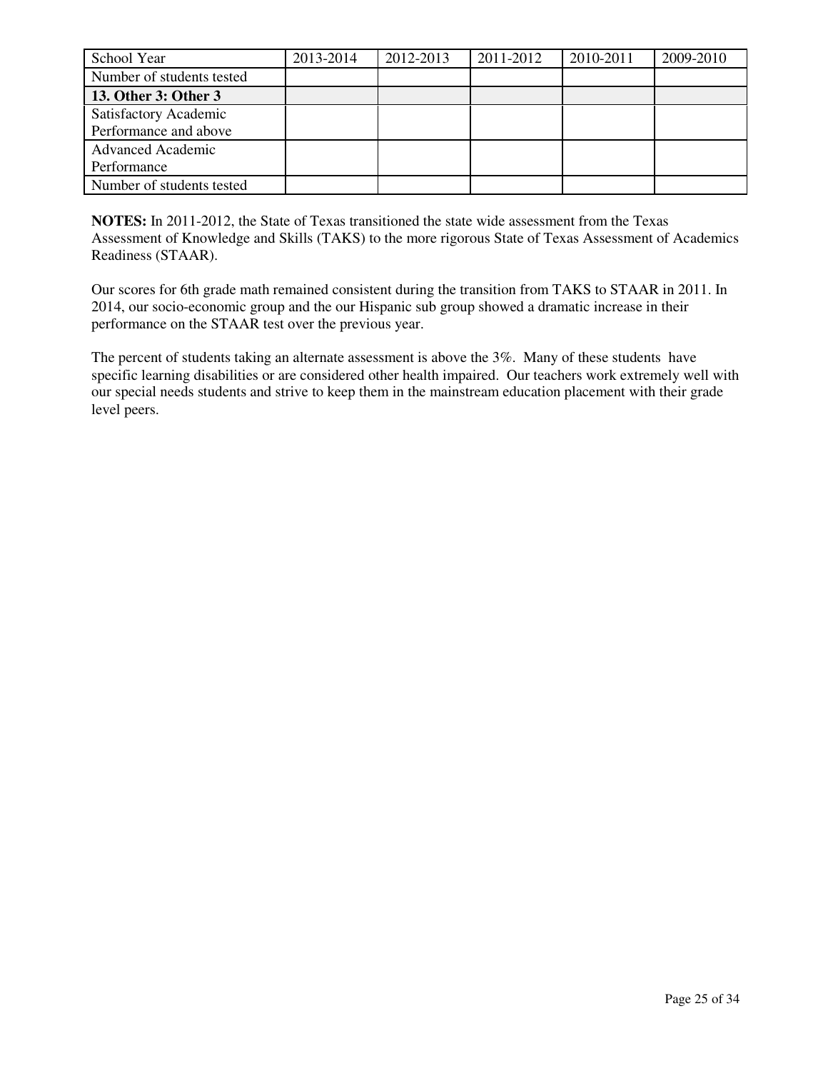| School Year | 2013-2014 | 2012-2013 | 2011-2012 | 2010-2011 | 2009-2010 |
| --- | --- | --- | --- | --- | --- |
| Number of students tested | | | | | |
| **13. Other 3: Other 3** | | | | | |
| Satisfactory Academic Performance and above | | | | | |
| Advanced Academic Performance | | | | | |
| Number of students tested | | | | | |

**NOTES:** In 2011-2012, the State of Texas transitioned the state wide assessment from the Texas Assessment of Knowledge and Skills (TAKS) to the more rigorous State of Texas Assessment of Academics Readiness (STAAR).

Our scores for 6th grade math remained consistent during the transition from TAKS to STAAR in 2011. In 2014, our socio-economic group and the our Hispanic sub group showed a dramatic increase in their performance on the STAAR test over the previous year.

The percent of students taking an alternate assessment is above the 3%. Many of these students have specific learning disabilities or are considered other health impaired. Our teachers work extremely well with our special needs students and strive to keep them in the mainstream education placement with their grade level peers.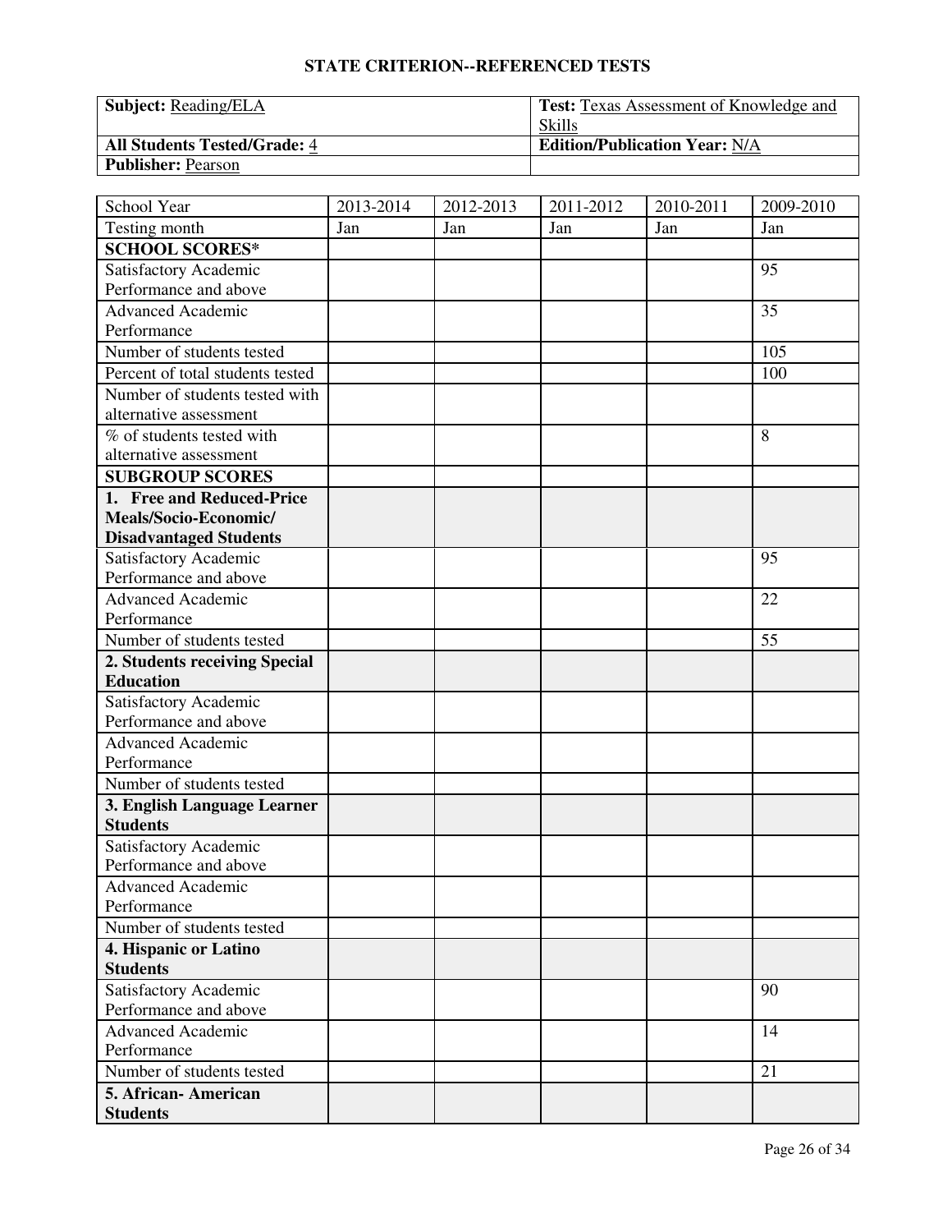# STATE CRITERION--REFERENCED TESTS

| **Subject:** Reading/ELA | **Test:** Texas Assessment of Knowledge and Skills |
|---|---|
| **All Students Tested/Grade:** 4 | **Edition/Publication Year:** N/A |
| **Publisher:** Pearson | |

| School Year | 2013-2014 | 2012-2013 | 2011-2012 | 2010-2011 | 2009-2010 |
|---|---|---|---|---|---|
| Testing month | Jan | Jan | Jan | Jan | Jan |
| **SCHOOL SCORES*** | | | | | |
| Satisfactory Academic Performance and above | | | | | 95 |
| Advanced Academic Performance | | | | | 35 |
| Number of students tested | | | | | 105 |
| Percent of total students tested | | | | | 100 |
| Number of students tested with alternative assessment | | | | | |
| % of students tested with alternative assessment | | | | | 8 |
| **SUBGROUP SCORES** | | | | | |
| **1. Free and Reduced-Price Meals/Socio-Economic/ Disadvantaged Students** | | | | | |
| Satisfactory Academic Performance and above | | | | | 95 |
| Advanced Academic Performance | | | | | 22 |
| Number of students tested | | | | | 55 |
| **2. Students receiving Special Education** | | | | | |
| Satisfactory Academic Performance and above | | | | | |
| Advanced Academic Performance | | | | | |
| Number of students tested | | | | | |
| **3. English Language Learner Students** | | | | | |
| Satisfactory Academic Performance and above | | | | | |
| Advanced Academic Performance | | | | | |
| Number of students tested | | | | | |
| **4. Hispanic or Latino Students** | | | | | |
| Satisfactory Academic Performance and above | | | | | 90 |
| Advanced Academic Performance | | | | | 14 |
| Number of students tested | | | | | 21 |
| **5. African- American Students** | | | | | |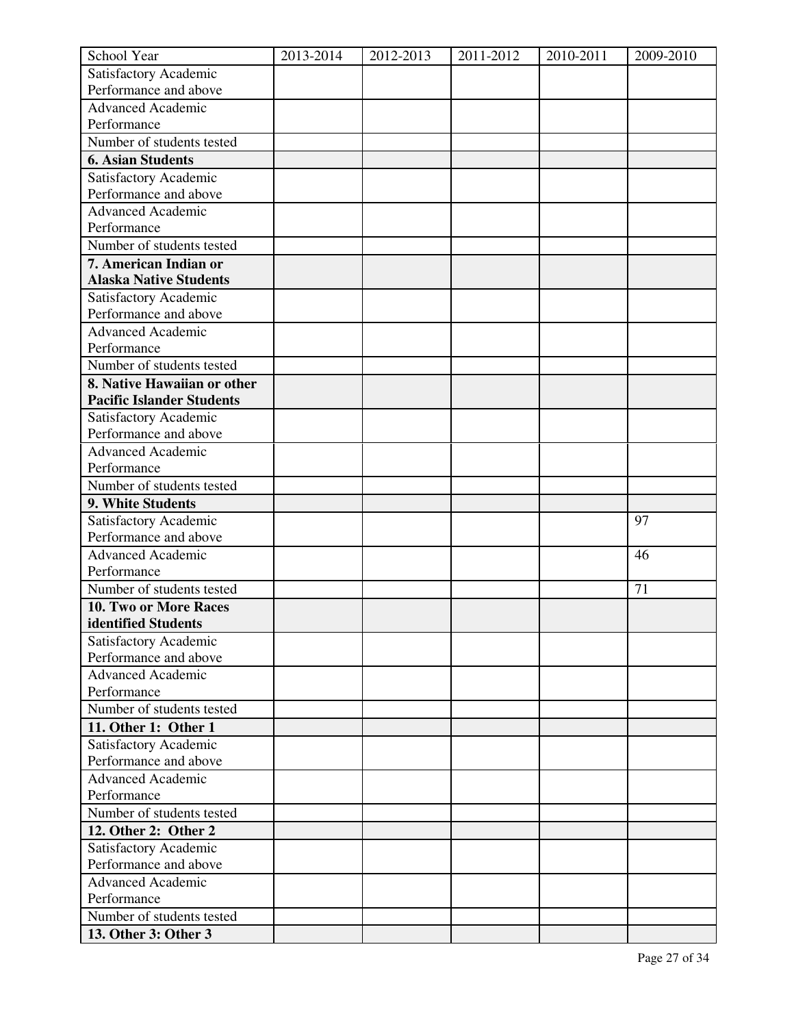| School Year | 2013-2014 | 2012-2013 | 2011-2012 | 2010-2011 | 2009-2010 |
|---|---|---|---|---|---|
| Satisfactory Academic Performance and above | | | | | |
| Advanced Academic Performance | | | | | |
| Number of students tested | | | | | |
| **6. Asian Students** | | | | | |
| Satisfactory Academic Performance and above | | | | | |
| Advanced Academic Performance | | | | | |
| Number of students tested | | | | | |
| **7. American Indian or Alaska Native Students** | | | | | |
| Satisfactory Academic Performance and above | | | | | |
| Advanced Academic Performance | | | | | |
| Number of students tested | | | | | |
| **8. Native Hawaiian or other Pacific Islander Students** | | | | | |
| Satisfactory Academic Performance and above | | | | | |
| Advanced Academic Performance | | | | | |
| Number of students tested | | | | | |
| **9. White Students** | | | | | |
| Satisfactory Academic Performance and above | | | | | 97 |
| Advanced Academic Performance | | | | | 46 |
| Number of students tested | | | | | 71 |
| **10. Two or More Races identified Students** | | | | | |
| Satisfactory Academic Performance and above | | | | | |
| Advanced Academic Performance | | | | | |
| Number of students tested | | | | | |
| **11. Other 1: Other 1** | | | | | |
| Satisfactory Academic Performance and above | | | | | |
| Advanced Academic Performance | | | | | |
| Number of students tested | | | | | |
| **12. Other 2: Other 2** | | | | | |
| Satisfactory Academic Performance and above | | | | | |
| Advanced Academic Performance | | | | | |
| Number of students tested | | | | | |
| **13. Other 3: Other 3** | | | | | |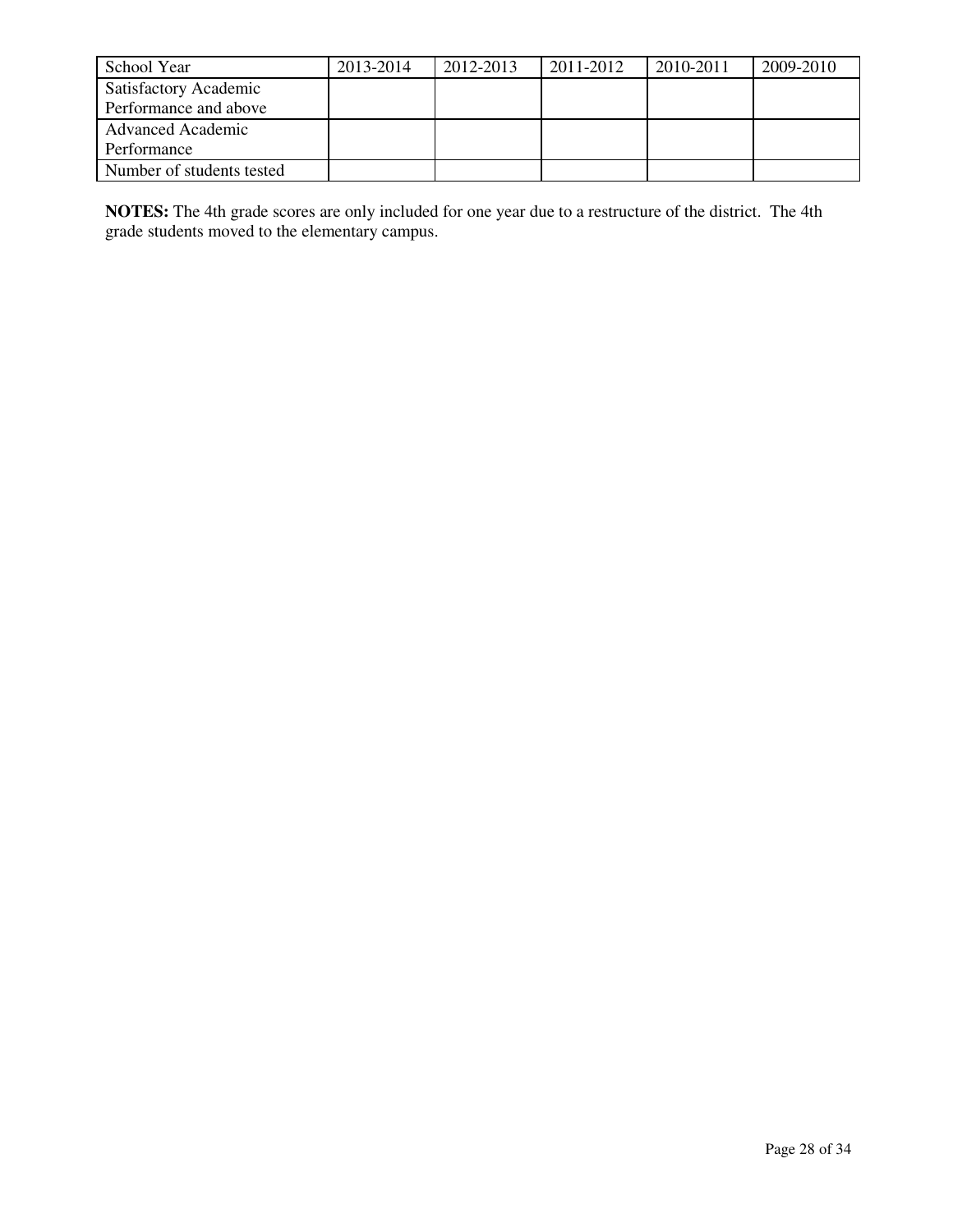| School Year | 2013-2014 | 2012-2013 | 2011-2012 | 2010-2011 | 2009-2010 |
| --- | --- | --- | --- | --- | --- |
| Satisfactory Academic Performance and above | | | | | |
| Advanced Academic Performance | | | | | |
| Number of students tested | | | | | |

**NOTES:** The 4th grade scores are only included for one year due to a restructure of the district. The 4th grade students moved to the elementary campus.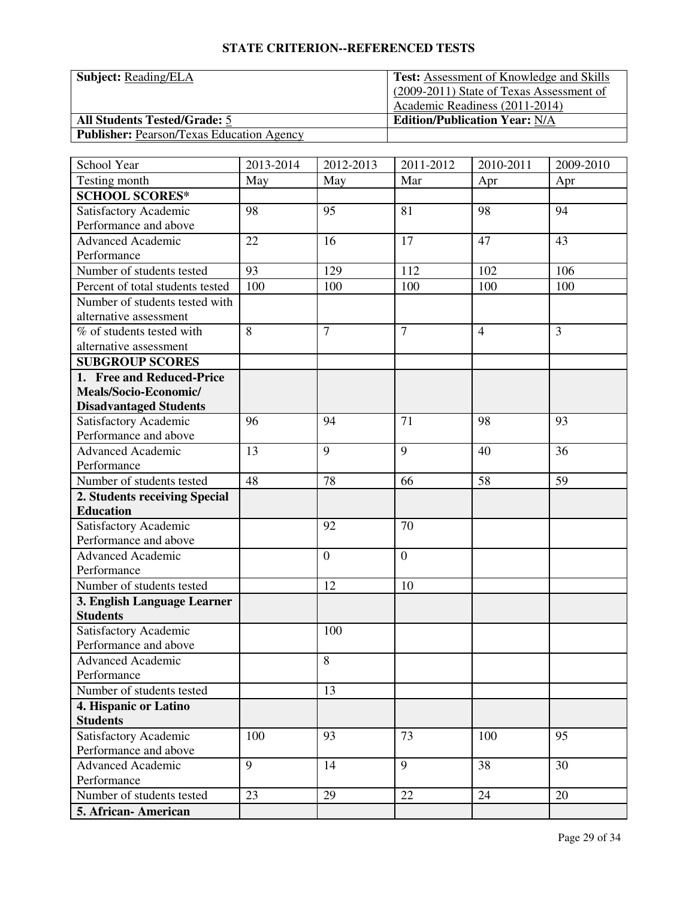## STATE CRITERION--REFERENCED TESTS

| **Subject:** Reading/ELA | **Test:** Assessment of Knowledge and Skills (2009-2011) State of Texas Assessment of Academic Readiness (2011-2014) |
|---|---|
| **All Students Tested/Grade:** 5 | **Edition/Publication Year:** N/A |
| **Publisher:** Pearson/Texas Education Agency | |

| School Year | 2013-2014 | 2012-2013 | 2011-2012 | 2010-2011 | 2009-2010 |
|---|---|---|---|---|---|
| Testing month | May | May | Mar | Apr | Apr |
| **SCHOOL SCORES*** | | | | | |
| Satisfactory Academic Performance and above | 98 | 95 | 81 | 98 | 94 |
| Advanced Academic Performance | 22 | 16 | 17 | 47 | 43 |
| Number of students tested | 93 | 129 | 112 | 102 | 106 |
| Percent of total students tested | 100 | 100 | 100 | 100 | 100 |
| Number of students tested with alternative assessment | | | | | |
| % of students tested with alternative assessment | 8 | 7 | 7 | 4 | 3 |
| **SUBGROUP SCORES** | | | | | |
| **1. Free and Reduced-Price Meals/Socio-Economic/ Disadvantaged Students** | | | | | |
| Satisfactory Academic Performance and above | 96 | 94 | 71 | 98 | 93 |
| Advanced Academic Performance | 13 | 9 | 9 | 40 | 36 |
| Number of students tested | 48 | 78 | 66 | 58 | 59 |
| **2. Students receiving Special Education** | | | | | |
| Satisfactory Academic Performance and above | | 92 | 70 | | |
| Advanced Academic Performance | | 0 | 0 | | |
| Number of students tested | | 12 | 10 | | |
| **3. English Language Learner Students** | | | | | |
| Satisfactory Academic Performance and above | | 100 | | | |
| Advanced Academic Performance | | 8 | | | |
| Number of students tested | | 13 | | | |
| **4. Hispanic or Latino Students** | | | | | |
| Satisfactory Academic Performance and above | 100 | 93 | 73 | 100 | 95 |
| Advanced Academic Performance | 9 | 14 | 9 | 38 | 30 |
| Number of students tested | 23 | 29 | 22 | 24 | 20 |
| **5. African- American** | | | | | |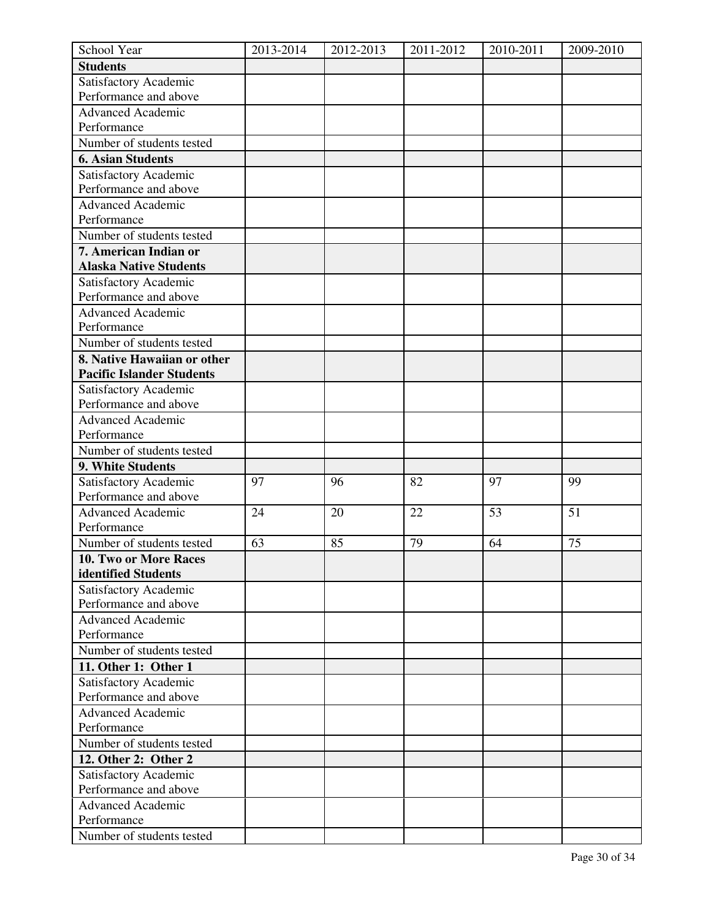| School Year | 2013-2014 | 2012-2013 | 2011-2012 | 2010-2011 | 2009-2010 |
|---|---|---|---|---|---|
| **Students** | | | | | |
| Satisfactory Academic Performance and above | | | | | |
| Advanced Academic Performance | | | | | |
| Number of students tested | | | | | |
| **6. Asian Students** | | | | | |
| Satisfactory Academic Performance and above | | | | | |
| Advanced Academic Performance | | | | | |
| Number of students tested | | | | | |
| **7. American Indian or Alaska Native Students** | | | | | |
| Satisfactory Academic Performance and above | | | | | |
| Advanced Academic Performance | | | | | |
| Number of students tested | | | | | |
| **8. Native Hawaiian or other Pacific Islander Students** | | | | | |
| Satisfactory Academic Performance and above | | | | | |
| Advanced Academic Performance | | | | | |
| Number of students tested | | | | | |
| **9. White Students** | | | | | |
| Satisfactory Academic Performance and above | 97 | 96 | 82 | 97 | 99 |
| Advanced Academic Performance | 24 | 20 | 22 | 53 | 51 |
| Number of students tested | 63 | 85 | 79 | 64 | 75 |
| **10. Two or More Races identified Students** | | | | | |
| Satisfactory Academic Performance and above | | | | | |
| Advanced Academic Performance | | | | | |
| Number of students tested | | | | | |
| **11. Other 1: Other 1** | | | | | |
| Satisfactory Academic Performance and above | | | | | |
| Advanced Academic Performance | | | | | |
| Number of students tested | | | | | |
| **12. Other 2: Other 2** | | | | | |
| Satisfactory Academic Performance and above | | | | | |
| Advanced Academic Performance | | | | | |
| Number of students tested | | | | | |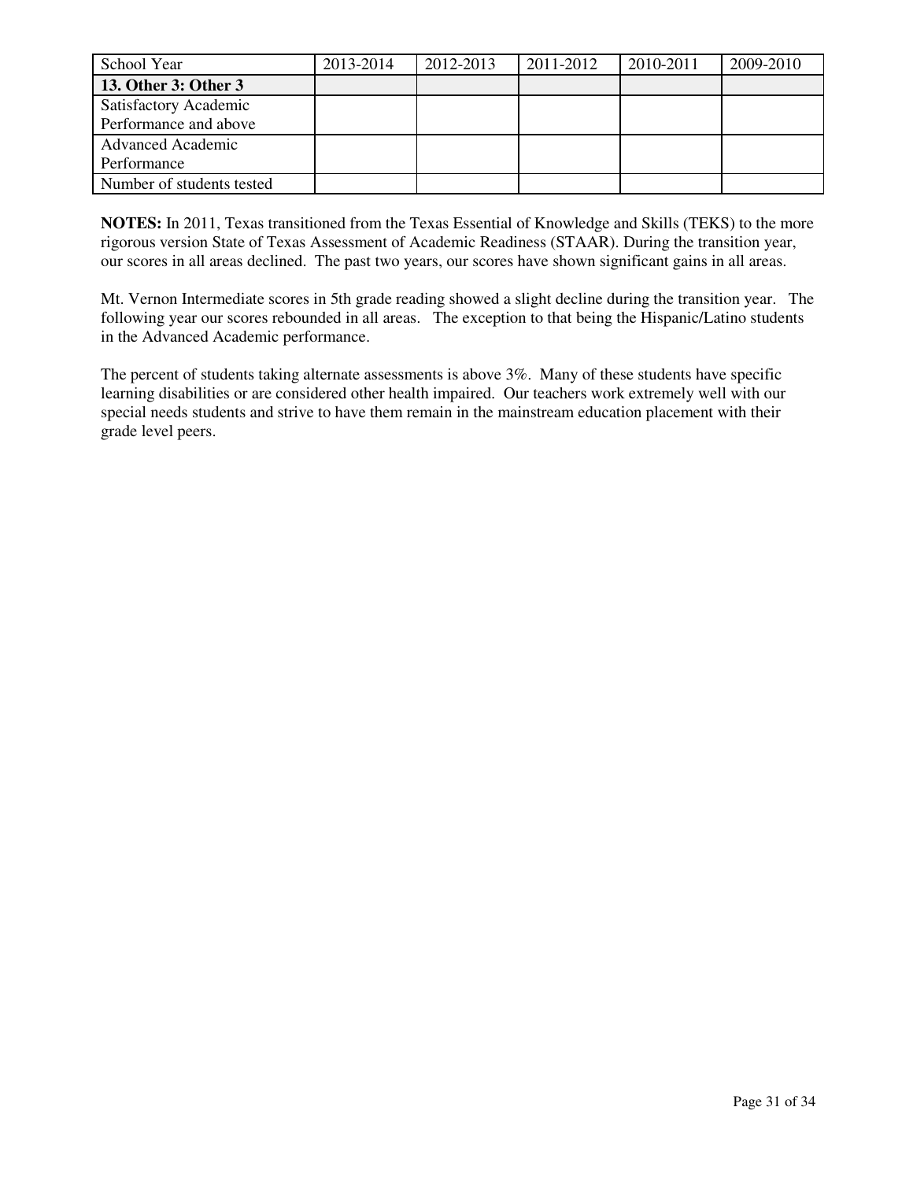| School Year | 2013-2014 | 2012-2013 | 2011-2012 | 2010-2011 | 2009-2010 |
|---|---|---|---|---|---|
| **13. Other 3: Other 3** | | | | | |
| Satisfactory Academic Performance and above | | | | | |
| Advanced Academic Performance | | | | | |
| Number of students tested | | | | | |

**NOTES:** In 2011, Texas transitioned from the Texas Essential of Knowledge and Skills (TEKS) to the more rigorous version State of Texas Assessment of Academic Readiness (STAAR). During the transition year, our scores in all areas declined. The past two years, our scores have shown significant gains in all areas.

Mt. Vernon Intermediate scores in 5th grade reading showed a slight decline during the transition year. The following year our scores rebounded in all areas. The exception to that being the Hispanic/Latino students in the Advanced Academic performance.

The percent of students taking alternate assessments is above 3%. Many of these students have specific learning disabilities or are considered other health impaired. Our teachers work extremely well with our special needs students and strive to have them remain in the mainstream education placement with their grade level peers.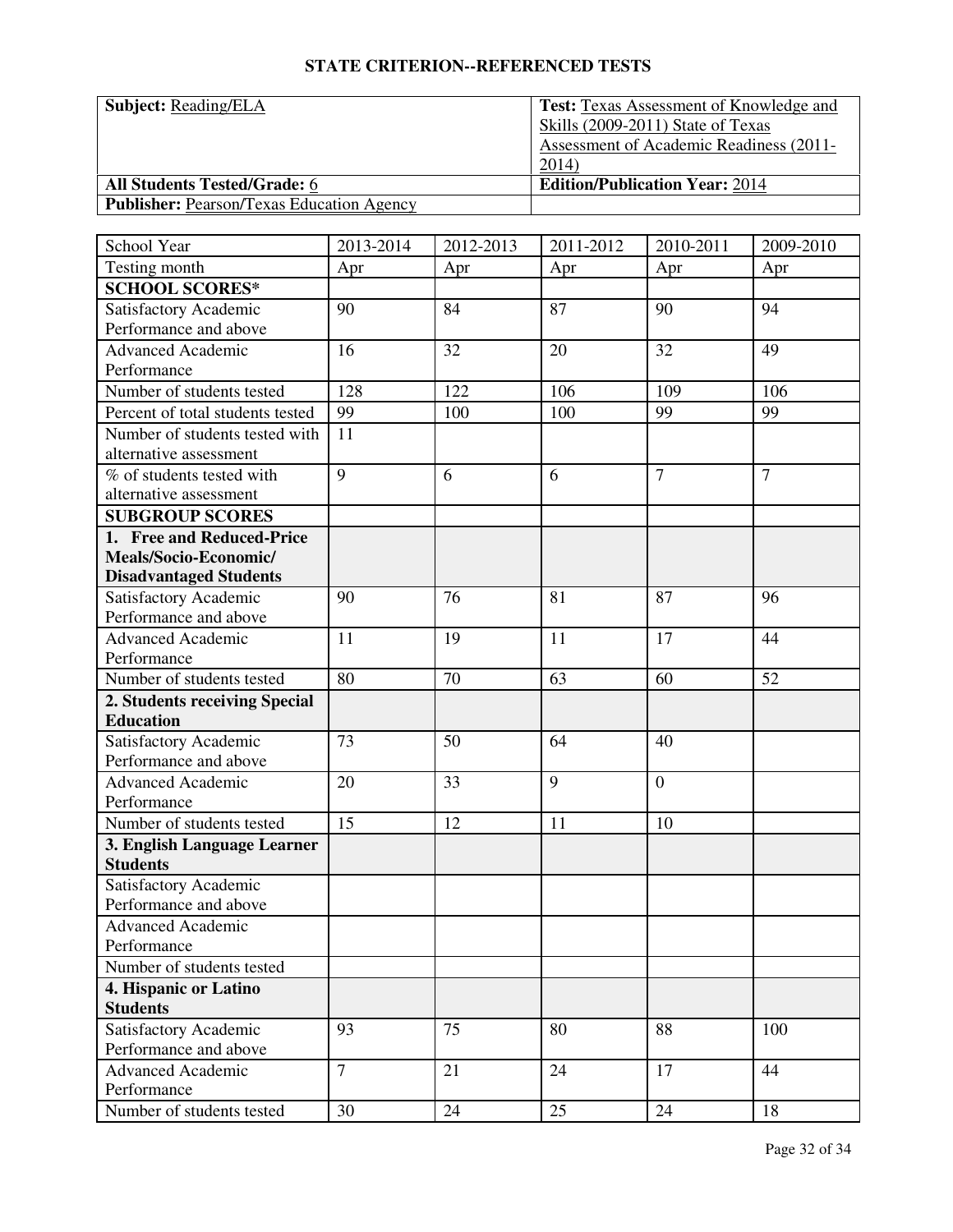## STATE CRITERION--REFERENCED TESTS

| **Subject:** Reading/ELA | **Test:** Texas Assessment of Knowledge and Skills (2009-2011) State of Texas Assessment of Academic Readiness (2011-2014) |
|---|---|
| **All Students Tested/Grade:** 6 | **Edition/Publication Year:** 2014 |
| **Publisher:** Pearson/Texas Education Agency | |

| School Year | 2013-2014 | 2012-2013 | 2011-2012 | 2010-2011 | 2009-2010 |
|---|---|---|---|---|---|
| Testing month | Apr | Apr | Apr | Apr | Apr |
| **SCHOOL SCORES*** | | | | | |
| Satisfactory Academic Performance and above | 90 | 84 | 87 | 90 | 94 |
| Advanced Academic Performance | 16 | 32 | 20 | 32 | 49 |
| Number of students tested | 128 | 122 | 106 | 109 | 106 |
| Percent of total students tested | 99 | 100 | 100 | 99 | 99 |
| Number of students tested with alternative assessment | 11 | | | | |
| % of students tested with alternative assessment | 9 | 6 | 6 | 7 | 7 |
| **SUBGROUP SCORES** | | | | | |
| **1. Free and Reduced-Price Meals/Socio-Economic/ Disadvantaged Students** | | | | | |
| Satisfactory Academic Performance and above | 90 | 76 | 81 | 87 | 96 |
| Advanced Academic Performance | 11 | 19 | 11 | 17 | 44 |
| Number of students tested | 80 | 70 | 63 | 60 | 52 |
| **2. Students receiving Special Education** | | | | | |
| Satisfactory Academic Performance and above | 73 | 50 | 64 | 40 | |
| Advanced Academic Performance | 20 | 33 | 9 | 0 | |
| Number of students tested | 15 | 12 | 11 | 10 | |
| **3. English Language Learner Students** | | | | | |
| Satisfactory Academic Performance and above | | | | | |
| Advanced Academic Performance | | | | | |
| Number of students tested | | | | | |
| **4. Hispanic or Latino Students** | | | | | |
| Satisfactory Academic Performance and above | 93 | 75 | 80 | 88 | 100 |
| Advanced Academic Performance | 7 | 21 | 24 | 17 | 44 |
| Number of students tested | 30 | 24 | 25 | 24 | 18 |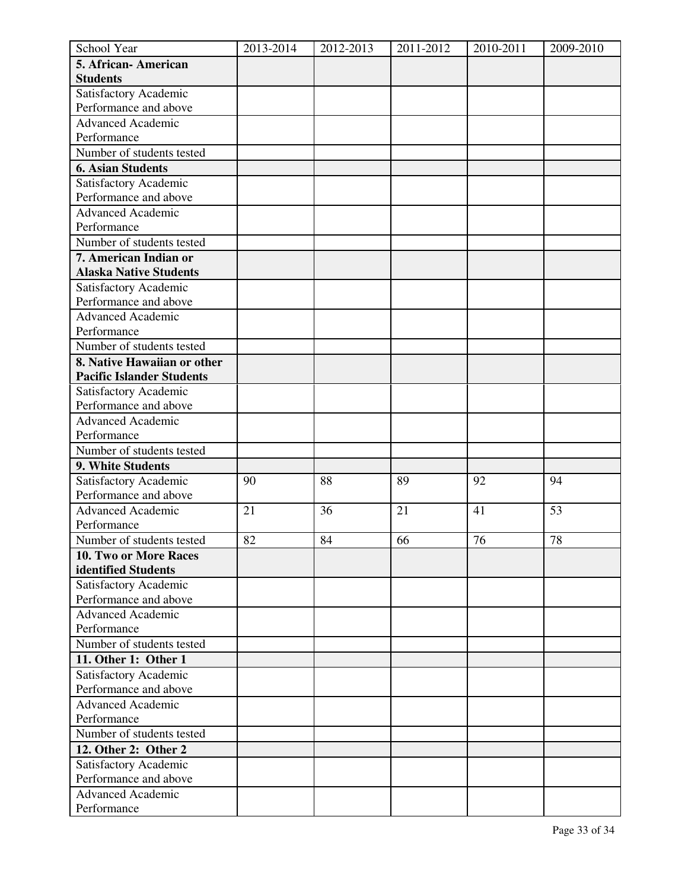| School Year | 2013-2014 | 2012-2013 | 2011-2012 | 2010-2011 | 2009-2010 |
|---|---|---|---|---|---|
| **5. African- American Students** | | | | | |
| Satisfactory Academic Performance and above | | | | | |
| Advanced Academic Performance | | | | | |
| Number of students tested | | | | | |
| **6. Asian Students** | | | | | |
| Satisfactory Academic Performance and above | | | | | |
| Advanced Academic Performance | | | | | |
| Number of students tested | | | | | |
| **7. American Indian or Alaska Native Students** | | | | | |
| Satisfactory Academic Performance and above | | | | | |
| Advanced Academic Performance | | | | | |
| Number of students tested | | | | | |
| **8. Native Hawaiian or other Pacific Islander Students** | | | | | |
| Satisfactory Academic Performance and above | | | | | |
| Advanced Academic Performance | | | | | |
| Number of students tested | | | | | |
| **9. White Students** | | | | | |
| Satisfactory Academic Performance and above | 90 | 88 | 89 | 92 | 94 |
| Advanced Academic Performance | 21 | 36 | 21 | 41 | 53 |
| Number of students tested | 82 | 84 | 66 | 76 | 78 |
| **10. Two or More Races identified Students** | | | | | |
| Satisfactory Academic Performance and above | | | | | |
| Advanced Academic Performance | | | | | |
| Number of students tested | | | | | |
| **11. Other 1: Other 1** | | | | | |
| Satisfactory Academic Performance and above | | | | | |
| Advanced Academic Performance | | | | | |
| Number of students tested | | | | | |
| **12. Other 2: Other 2** | | | | | |
| Satisfactory Academic Performance and above | | | | | |
| Advanced Academic Performance | | | | | |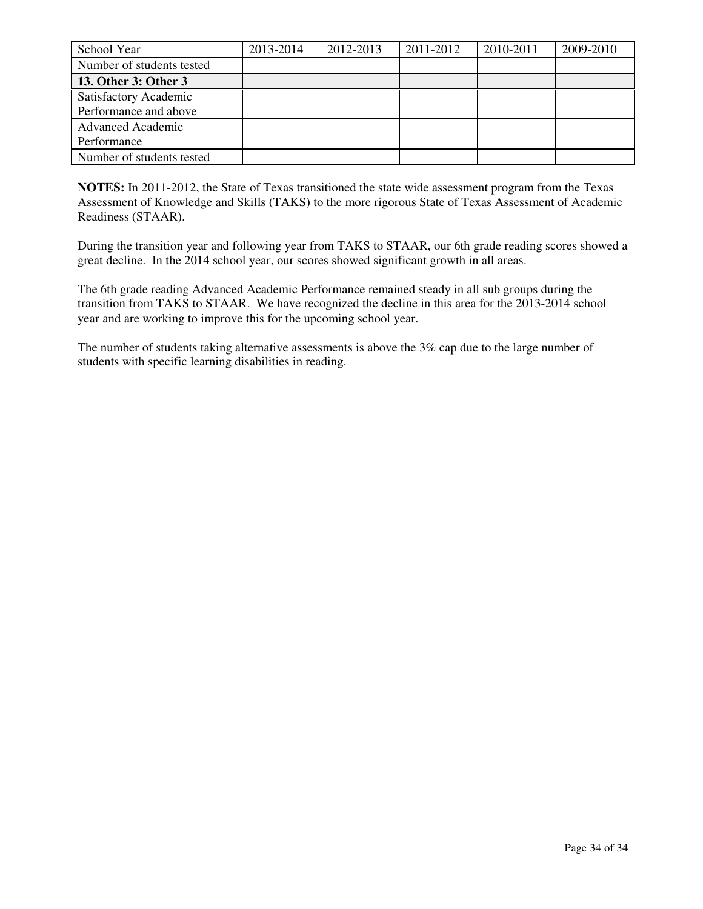| School Year | 2013-2014 | 2012-2013 | 2011-2012 | 2010-2011 | 2009-2010 |
| --- | --- | --- | --- | --- | --- |
| Number of students tested | | | | | |
| **13. Other 3: Other 3** | | | | | |
| Satisfactory Academic Performance and above | | | | | |
| Advanced Academic Performance | | | | | |
| Number of students tested | | | | | |

**NOTES:** In 2011-2012, the State of Texas transitioned the state wide assessment program from the Texas Assessment of Knowledge and Skills (TAKS) to the more rigorous State of Texas Assessment of Academic Readiness (STAAR).

During the transition year and following year from TAKS to STAAR, our 6th grade reading scores showed a great decline. In the 2014 school year, our scores showed significant growth in all areas.

The 6th grade reading Advanced Academic Performance remained steady in all sub groups during the transition from TAKS to STAAR. We have recognized the decline in this area for the 2013-2014 school year and are working to improve this for the upcoming school year.

The number of students taking alternative assessments is above the 3% cap due to the large number of students with specific learning disabilities in reading.